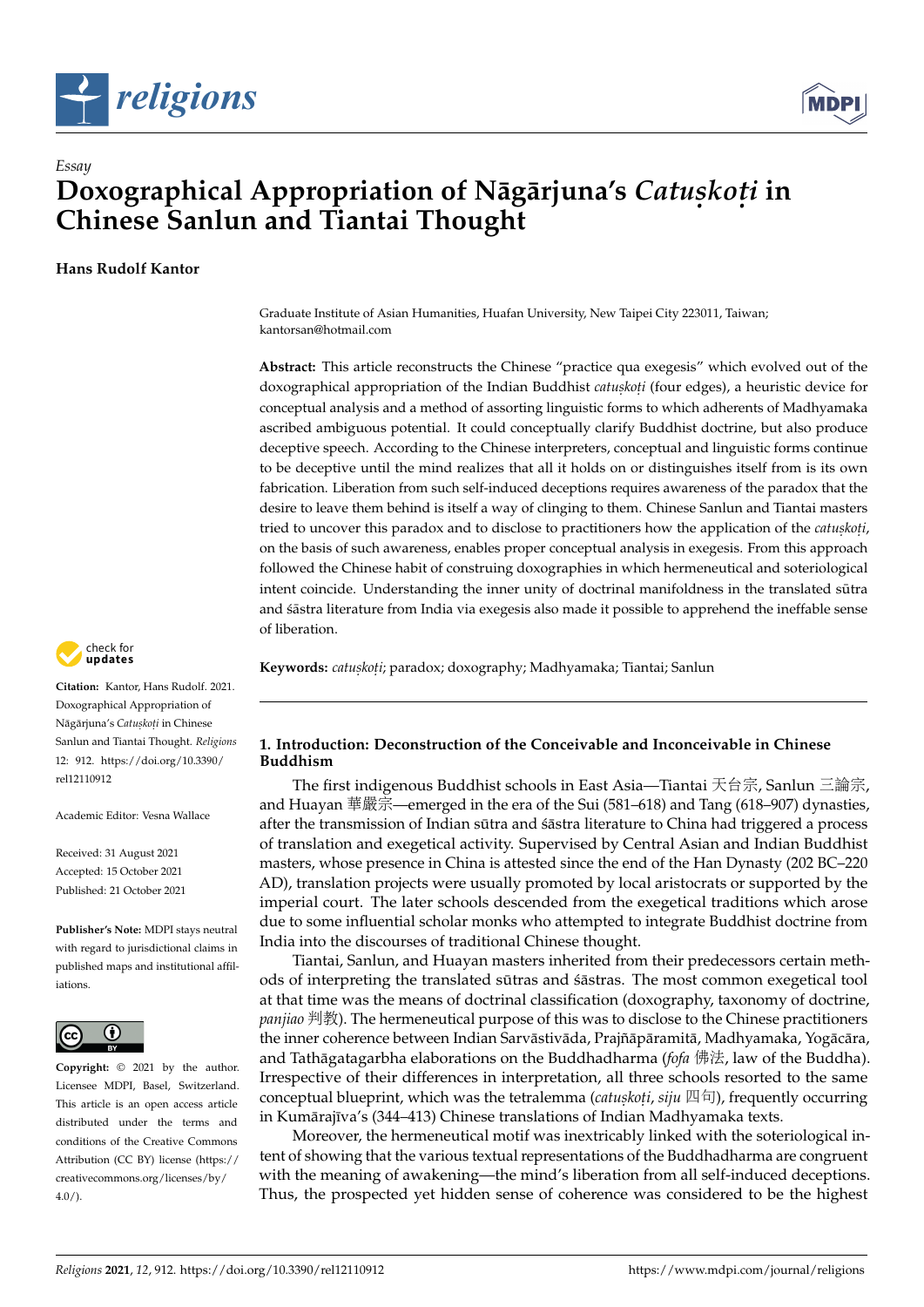*Essay*

# Doxographical Appropriation of Nāgārjuna's *Catuṣkoṭi* in Chinese Sanlun and Tiantai Thought

**Hans Rudolf Kantor**

Graduate Institute of Asian Humanities, Huafan University, New Taipei City 223011, Taiwan; kantorsan@hotmail.com

**Abstract:** This article reconstructs the Chinese "practice qua exegesis" which evolved out of the doxographical appropriation of the Indian Buddhist *catuṣkoṭi* (four edges), a heuristic device for conceptual analysis and a method of assorting linguistic forms to which adherents of Madhyamaka ascribed ambiguous potential. It could conceptually clarify Buddhist doctrine, but also produce deceptive speech. According to the Chinese interpreters, conceptual and linguistic forms continue to be deceptive until the mind realizes that all it holds on or distinguishes itself from is its own fabrication. Liberation from such self-induced deceptions requires awareness of the paradox that the desire to leave them behind is itself a way of clinging to them. Chinese Sanlun and Tiantai masters tried to uncover this paradox and to disclose to practitioners how the application of the *catuṣkoṭi*, on the basis of such awareness, enables proper conceptual analysis in exegesis. From this approach followed the Chinese habit of construing doxographies in which hermeneutical and soteriological intent coincide. Understanding the inner unity of doctrinal manifoldness in the translated sūtra and śāstra literature from India via exegesis also made it possible to apprehend the ineffable sense of liberation.

**Keywords:** *catuṣkoṭi*; paradox; doxography; Madhyamaka; Tiantai; Sanlun

**Citation:** Kantor, Hans Rudolf. 2021. Doxographical Appropriation of Nāgārjuna's *Catuṣkoṭi* in Chinese Sanlun and Tiantai Thought. *Religions* 12: 912. https://doi.org/10.3390/rel12110912

Academic Editor: Vesna Wallace

Received: 31 August 2021
Accepted: 15 October 2021
Published: 21 October 2021

**Publisher's Note:** MDPI stays neutral with regard to jurisdictional claims in published maps and institutional affiliations.

**Copyright:** © 2021 by the author. Licensee MDPI, Basel, Switzerland. This article is an open access article distributed under the terms and conditions of the Creative Commons Attribution (CC BY) license (https://creativecommons.org/licenses/by/4.0/).

## 1. Introduction: Deconstruction of the Conceivable and Inconceivable in Chinese Buddhism

The first indigenous Buddhist schools in East Asia—Tiantai 天台宗, Sanlun 三論宗, and Huayan 華嚴宗—emerged in the era of the Sui (581–618) and Tang (618–907) dynasties, after the transmission of Indian sūtra and śāstra literature to China had triggered a process of translation and exegetical activity. Supervised by Central Asian and Indian Buddhist masters, whose presence in China is attested since the end of the Han Dynasty (202 BC–220 AD), translation projects were usually promoted by local aristocrats or supported by the imperial court. The later schools descended from the exegetical traditions which arose due to some influential scholar monks who attempted to integrate Buddhist doctrine from India into the discourses of traditional Chinese thought.

Tiantai, Sanlun, and Huayan masters inherited from their predecessors certain methods of interpreting the translated sūtras and śāstras. The most common exegetical tool at that time was the means of doctrinal classification (doxography, taxonomy of doctrine, *panjiao* 判教). The hermeneutical purpose of this was to disclose to the Chinese practitioners the inner coherence between Indian Sarvāstivāda, Prajñāpāramitā, Madhyamaka, Yogācāra, and Tathāgatagarbha elaborations on the Buddhadharma (*fofa* 佛法, law of the Buddha). Irrespective of their differences in interpretation, all three schools resorted to the same conceptual blueprint, which was the tetralemma (*catuṣkoṭi*, *siju* 四句), frequently occurring in Kumārajīva's (344–413) Chinese translations of Indian Madhyamaka texts.

Moreover, the hermeneutical motif was inextricably linked with the soteriological intent of showing that the various textual representations of the Buddhadharma are congruent with the meaning of awakening—the mind's liberation from all self-induced deceptions. Thus, the prospected yet hidden sense of coherence was considered to be the highest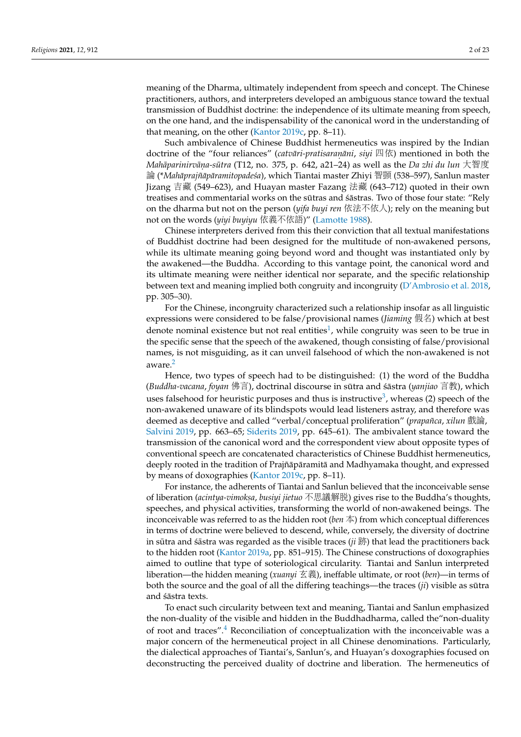meaning of the Dharma, ultimately independent from speech and concept. The Chinese practitioners, authors, and interpreters developed an ambiguous stance toward the textual transmission of Buddhist doctrine: the independence of its ultimate meaning from speech, on the one hand, and the indispensability of the canonical word in the understanding of that meaning, on the other (Kantor 2019c, pp. 8–11).

Such ambivalence of Chinese Buddhist hermeneutics was inspired by the Indian doctrine of the "four reliances" (*catvāri-pratisaraṇāni*, *siyi* 四依) mentioned in both the *Mahāparinirvāṇa-sūtra* (T12, no. 375, p. 642, a21–24) as well as the *Da zhi du lun* 大智度論 (*\*Mahāprajñāpāramitopadeśa*), which Tiantai master Zhiyi 智顗 (538–597), Sanlun master Jizang 吉藏 (549–623), and Huayan master Fazang 法藏 (643–712) quoted in their own treatises and commentarial works on the sūtras and śāstras. Two of those four state: "Rely on the dharma but not on the person (*yifa buyi ren* 依法不依人); rely on the meaning but not on the words (*yiyi buyiyu* 依義不依語)" (Lamotte 1988).

Chinese interpreters derived from this their conviction that all textual manifestations of Buddhist doctrine had been designed for the multitude of non-awakened persons, while its ultimate meaning going beyond word and thought was instantiated only by the awakened—the Buddha. According to this vantage point, the canonical word and its ultimate meaning were neither identical nor separate, and the specific relationship between text and meaning implied both congruity and incongruity (D'Ambrosio et al. 2018, pp. 305–30).

For the Chinese, incongruity characterized such a relationship insofar as all linguistic expressions were considered to be false/provisional names (*Jiaming* 假名) which at best denote nominal existence but not real entities[1], while congruity was seen to be true in the specific sense that the speech of the awakened, though consisting of false/provisional names, is not misguiding, as it can unveil falsehood of which the non-awakened is not aware.[2]

Hence, two types of speech had to be distinguished: (1) the word of the Buddha (*Buddha-vacana*, *foyan* 佛言), doctrinal discourse in sūtra and śāstra (*yanjiao* 言教), which uses falsehood for heuristic purposes and thus is instructive[3], whereas (2) speech of the non-awakened unaware of its blindspots would lead listeners astray, and therefore was deemed as deceptive and called "verbal/conceptual proliferation" (*prapañca*, *xilun* 戲論, Salvini 2019, pp. 663–65; Siderits 2019, pp. 645–61). The ambivalent stance toward the transmission of the canonical word and the correspondent view about opposite types of conventional speech are concatenated characteristics of Chinese Buddhist hermeneutics, deeply rooted in the tradition of Prajñāpāramitā and Madhyamaka thought, and expressed by means of doxographies (Kantor 2019c, pp. 8–11).

For instance, the adherents of Tiantai and Sanlun believed that the inconceivable sense of liberation (*acintya-vimokṣa*, *busiyi jietuo* 不思議解脱) gives rise to the Buddha's thoughts, speeches, and physical activities, transforming the world of non-awakened beings. The inconceivable was referred to as the hidden root (*ben* 本) from which conceptual differences in terms of doctrine were believed to descend, while, conversely, the diversity of doctrine in sūtra and śāstra was regarded as the visible traces (*ji* 跡) that lead the practitioners back to the hidden root (Kantor 2019a, pp. 851–915). The Chinese constructions of doxographies aimed to outline that type of soteriological circularity. Tiantai and Sanlun interpreted liberation—the hidden meaning (*xuanyi* 玄義), ineffable ultimate, or root (*ben*)—in terms of both the source and the goal of all the differing teachings—the traces (*ji*) visible as sūtra and śāstra texts.

To enact such circularity between text and meaning, Tiantai and Sanlun emphasized the non-duality of the visible and hidden in the Buddhadharma, called the"non-duality of root and traces".[4] Reconciliation of conceptualization with the inconceivable was a major concern of the hermeneutical project in all Chinese denominations. Particularly, the dialectical approaches of Tiantai's, Sanlun's, and Huayan's doxographies focused on deconstructing the perceived duality of doctrine and liberation. The hermeneutics of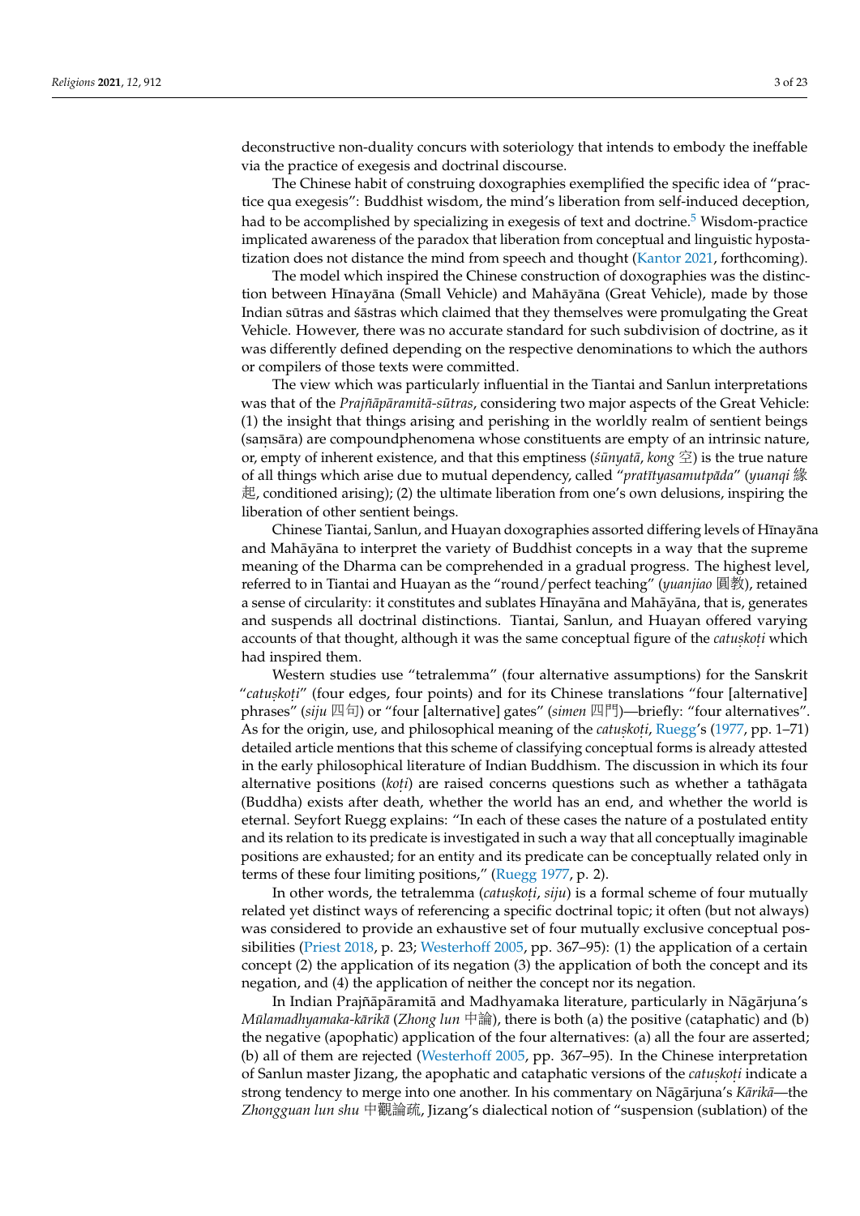deconstructive non-duality concurs with soteriology that intends to embody the ineffable via the practice of exegesis and doctrinal discourse.

The Chinese habit of construing doxographies exemplified the specific idea of "practice qua exegesis": Buddhist wisdom, the mind's liberation from self-induced deception, had to be accomplished by specializing in exegesis of text and doctrine.[5] Wisdom-practice implicated awareness of the paradox that liberation from conceptual and linguistic hypostatization does not distance the mind from speech and thought (Kantor 2021, forthcoming).

The model which inspired the Chinese construction of doxographies was the distinction between Hīnayāna (Small Vehicle) and Mahāyāna (Great Vehicle), made by those Indian sūtras and śāstras which claimed that they themselves were promulgating the Great Vehicle. However, there was no accurate standard for such subdivision of doctrine, as it was differently defined depending on the respective denominations to which the authors or compilers of those texts were committed.

The view which was particularly influential in the Tiantai and Sanlun interpretations was that of the *Prajñāpāramitā-sūtras*, considering two major aspects of the Great Vehicle: (1) the insight that things arising and perishing in the worldly realm of sentient beings (saṃsāra) are compoundphenomena whose constituents are empty of an intrinsic nature, or, empty of inherent existence, and that this emptiness (*śūnyatā*, *kong* 空) is the true nature of all things which arise due to mutual dependency, called "*pratītyasamutpāda*" (*yuanqi* 緣起, conditioned arising); (2) the ultimate liberation from one's own delusions, inspiring the liberation of other sentient beings.

Chinese Tiantai, Sanlun, and Huayan doxographies assorted differing levels of Hīnayāna and Mahāyāna to interpret the variety of Buddhist concepts in a way that the supreme meaning of the Dharma can be comprehended in a gradual progress. The highest level, referred to in Tiantai and Huayan as the "round/perfect teaching" (*yuanjiao* 圓教), retained a sense of circularity: it constitutes and sublates Hīnayāna and Mahāyāna, that is, generates and suspends all doctrinal distinctions. Tiantai, Sanlun, and Huayan offered varying accounts of that thought, although it was the same conceptual figure of the *catuṣkoṭi* which had inspired them.

Western studies use "tetralemma" (four alternative assumptions) for the Sanskrit "*catuṣkoṭi*" (four edges, four points) and for its Chinese translations "four [alternative] phrases" (*siju* 四句) or "four [alternative] gates" (*simen* 四門)—briefly: "four alternatives". As for the origin, use, and philosophical meaning of the *catuṣkoṭi*, Ruegg's (1977, pp. 1–71) detailed article mentions that this scheme of classifying conceptual forms is already attested in the early philosophical literature of Indian Buddhism. The discussion in which its four alternative positions (*koṭi*) are raised concerns questions such as whether a tathāgata (Buddha) exists after death, whether the world has an end, and whether the world is eternal. Seyfort Ruegg explains: "In each of these cases the nature of a postulated entity and its relation to its predicate is investigated in such a way that all conceptually imaginable positions are exhausted; for an entity and its predicate can be conceptually related only in terms of these four limiting positions," (Ruegg 1977, p. 2).

In other words, the tetralemma (*catuṣkoṭi*, *siju*) is a formal scheme of four mutually related yet distinct ways of referencing a specific doctrinal topic; it often (but not always) was considered to provide an exhaustive set of four mutually exclusive conceptual possibilities (Priest 2018, p. 23; Westerhoff 2005, pp. 367–95): (1) the application of a certain concept (2) the application of its negation (3) the application of both the concept and its negation, and (4) the application of neither the concept nor its negation.

In Indian Prajñāpāramitā and Madhyamaka literature, particularly in Nāgārjuna's *Mūlamadhyamaka-kārikā* (*Zhong lun* 中論), there is both (a) the positive (cataphatic) and (b) the negative (apophatic) application of the four alternatives: (a) all the four are asserted; (b) all of them are rejected (Westerhoff 2005, pp. 367–95). In the Chinese interpretation of Sanlun master Jizang, the apophatic and cataphatic versions of the *catuṣkoṭi* indicate a strong tendency to merge into one another. In his commentary on Nāgārjuna's *Kārikā*—the *Zhongguan lun shu* 中觀論疏, Jizang's dialectical notion of "suspension (sublation) of the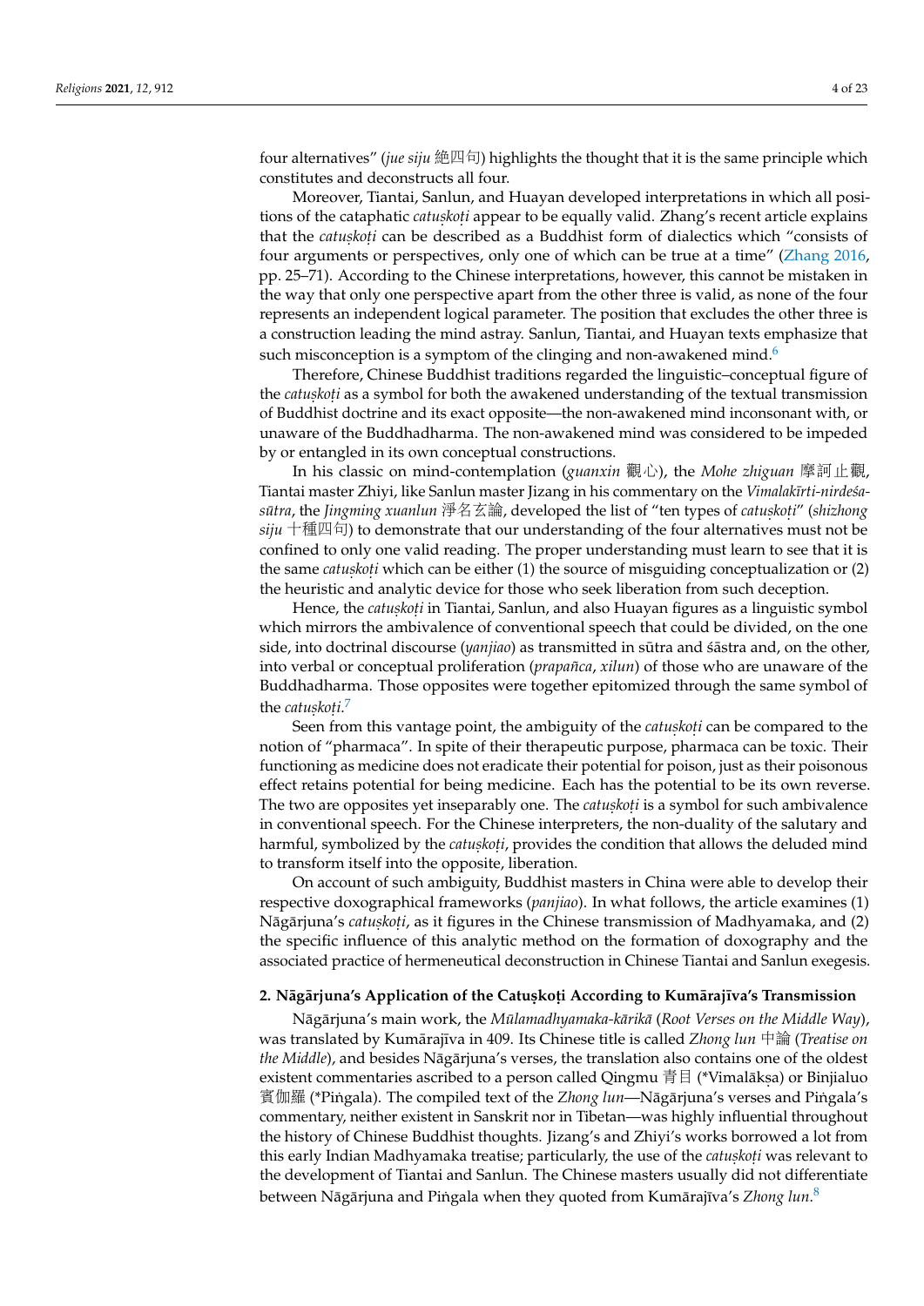four alternatives" (*jue siju* 絶四句) highlights the thought that it is the same principle which constitutes and deconstructs all four.

Moreover, Tiantai, Sanlun, and Huayan developed interpretations in which all positions of the cataphatic *catuṣkoṭi* appear to be equally valid. Zhang's recent article explains that the *catuṣkoṭi* can be described as a Buddhist form of dialectics which "consists of four arguments or perspectives, only one of which can be true at a time" (Zhang 2016, pp. 25–71). According to the Chinese interpretations, however, this cannot be mistaken in the way that only one perspective apart from the other three is valid, as none of the four represents an independent logical parameter. The position that excludes the other three is a construction leading the mind astray. Sanlun, Tiantai, and Huayan texts emphasize that such misconception is a symptom of the clinging and non-awakened mind.[6]

Therefore, Chinese Buddhist traditions regarded the linguistic–conceptual figure of the *catuṣkoṭi* as a symbol for both the awakened understanding of the textual transmission of Buddhist doctrine and its exact opposite—the non-awakened mind inconsonant with, or unaware of the Buddhadharma. The non-awakened mind was considered to be impeded by or entangled in its own conceptual constructions.

In his classic on mind-contemplation (*guanxin* 觀心), the *Mohe zhiguan* 摩訶止觀, Tiantai master Zhiyi, like Sanlun master Jizang in his commentary on the *Vimalakīrti-nirdeśa-sūtra*, the *Jingming xuanlun* 淨名玄論, developed the list of "ten types of *catuṣkoṭi*" (*shizhong siju* 十種四句) to demonstrate that our understanding of the four alternatives must not be confined to only one valid reading. The proper understanding must learn to see that it is the same *catuṣkoṭi* which can be either (1) the source of misguiding conceptualization or (2) the heuristic and analytic device for those who seek liberation from such deception.

Hence, the *catuṣkoṭi* in Tiantai, Sanlun, and also Huayan figures as a linguistic symbol which mirrors the ambivalence of conventional speech that could be divided, on the one side, into doctrinal discourse (*yanjiao*) as transmitted in sūtra and śāstra and, on the other, into verbal or conceptual proliferation (*prapañca*, *xilun*) of those who are unaware of the Buddhadharma. Those opposites were together epitomized through the same symbol of the *catuṣkoṭi*.[7]

Seen from this vantage point, the ambiguity of the *catuṣkoṭi* can be compared to the notion of "pharmaca". In spite of their therapeutic purpose, pharmaca can be toxic. Their functioning as medicine does not eradicate their potential for poison, just as their poisonous effect retains potential for being medicine. Each has the potential to be its own reverse. The two are opposites yet inseparably one. The *catuṣkoṭi* is a symbol for such ambivalence in conventional speech. For the Chinese interpreters, the non-duality of the salutary and harmful, symbolized by the *catuṣkoṭi*, provides the condition that allows the deluded mind to transform itself into the opposite, liberation.

On account of such ambiguity, Buddhist masters in China were able to develop their respective doxographical frameworks (*panjiao*). In what follows, the article examines (1) Nāgārjuna's *catuṣkoṭi*, as it figures in the Chinese transmission of Madhyamaka, and (2) the specific influence of this analytic method on the formation of doxography and the associated practice of hermeneutical deconstruction in Chinese Tiantai and Sanlun exegesis.

## 2. Nāgārjuna's Application of the Catuṣkoṭi According to Kumārajīva's Transmission

Nāgārjuna's main work, the *Mūlamadhyamaka-kārikā* (*Root Verses on the Middle Way*), was translated by Kumārajīva in 409. Its Chinese title is called *Zhong lun* 中論 (*Treatise on the Middle*), and besides Nāgārjuna's verses, the translation also contains one of the oldest existent commentaries ascribed to a person called Qingmu 青目 (*Vimalākṣa) or Binjialuo 賓伽羅 (*Piṅgala). The compiled text of the *Zhong lun*—Nāgārjuna's verses and Piṅgala's commentary, neither existent in Sanskrit nor in Tibetan—was highly influential throughout the history of Chinese Buddhist thoughts. Jizang's and Zhiyi's works borrowed a lot from this early Indian Madhyamaka treatise; particularly, the use of the *catuṣkoṭi* was relevant to the development of Tiantai and Sanlun. The Chinese masters usually did not differentiate between Nāgārjuna and Piṅgala when they quoted from Kumārajīva's *Zhong lun*.[8]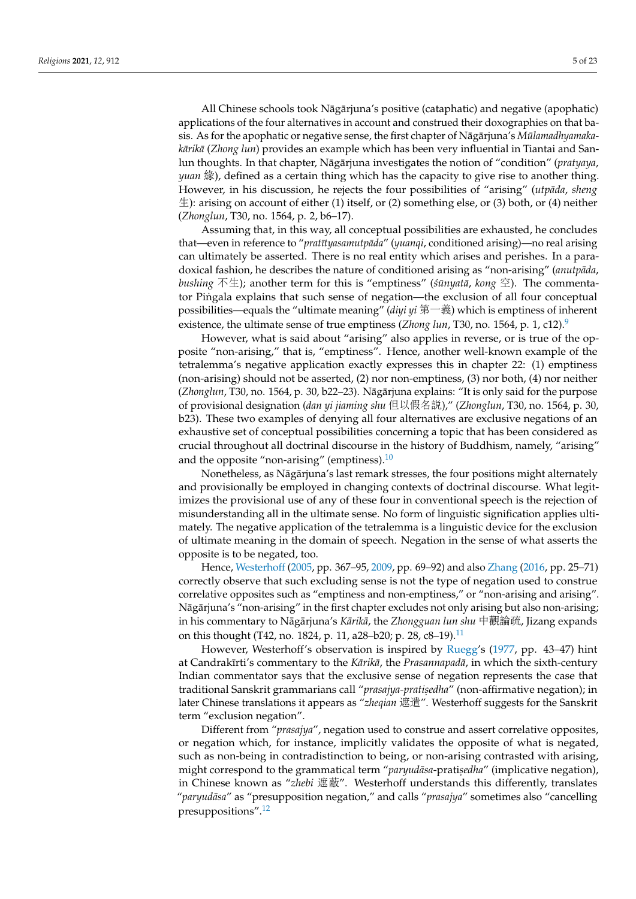All Chinese schools took Nāgārjuna's positive (cataphatic) and negative (apophatic) applications of the four alternatives in account and construed their doxographies on that basis. As for the apophatic or negative sense, the first chapter of Nāgārjuna's *Mūlamadhyamakakārikā* (*Zhong lun*) provides an example which has been very influential in Tiantai and Sanlun thoughts. In that chapter, Nāgārjuna investigates the notion of "condition" (*pratyaya*, *yuan* 緣), defined as a certain thing which has the capacity to give rise to another thing. However, in his discussion, he rejects the four possibilities of "arising" (*utpāda*, *sheng* 生): arising on account of either (1) itself, or (2) something else, or (3) both, or (4) neither (*Zhonglun*, T30, no. 1564, p. 2, b6–17).

Assuming that, in this way, all conceptual possibilities are exhausted, he concludes that—even in reference to "*pratītyasamutpāda*" (*yuanqi*, conditioned arising)—no real arising can ultimately be asserted. There is no real entity which arises and perishes. In a paradoxical fashion, he describes the nature of conditioned arising as "non-arising" (*anutpāda*, *busheng* 不生); another term for this is "emptiness" (*śūnyatā*, *kong* 空). The commentator Piṅgala explains that such sense of negation—the exclusion of all four conceptual possibilities—equals the "ultimate meaning" (*diyi yi* 第一義) which is emptiness of inherent existence, the ultimate sense of true emptiness (*Zhong lun*, T30, no. 1564, p. 1, c12).[9]

However, what is said about "arising" also applies in reverse, or is true of the opposite "non-arising," that is, "emptiness". Hence, another well-known example of the tetralemma's negative application exactly expresses this in chapter 22: (1) emptiness (non-arising) should not be asserted, (2) nor non-emptiness, (3) nor both, (4) nor neither (*Zhonglun*, T30, no. 1564, p. 30, b22–23). Nāgārjuna explains: "It is only said for the purpose of provisional designation (*dan yi jiaming shu* 但以假名説)," (*Zhonglun*, T30, no. 1564, p. 30, b23). These two examples of denying all four alternatives are exclusive negations of an exhaustive set of conceptual possibilities concerning a topic that has been considered as crucial throughout all doctrinal discourse in the history of Buddhism, namely, "arising" and the opposite "non-arising" (emptiness).[10]

Nonetheless, as Nāgārjuna's last remark stresses, the four positions might alternately and provisionally be employed in changing contexts of doctrinal discourse. What legitimizes the provisional use of any of these four in conventional speech is the rejection of misunderstanding all in the ultimate sense. No form of linguistic signification applies ultimately. The negative application of the tetralemma is a linguistic device for the exclusion of ultimate meaning in the domain of speech. Negation in the sense of what asserts the opposite is to be negated, too.

Hence, Westerhoff (2005, pp. 367–95, 2009, pp. 69–92) and also Zhang (2016, pp. 25–71) correctly observe that such excluding sense is not the type of negation used to construe correlative opposites such as "emptiness and non-emptiness," or "non-arising and arising". Nāgārjuna's "non-arising" in the first chapter excludes not only arising but also non-arising; in his commentary to Nāgārjuna's *Kārikā*, the *Zhongguan lun shu* 中觀論疏, Jizang expands on this thought (T42, no. 1824, p. 11, a28–b20; p. 28, c8–19).[11]

However, Westerhoff's observation is inspired by Ruegg's (1977, pp. 43–47) hint at Candrakīrti's commentary to the *Kārikā*, the *Prasannapadā*, in which the sixth-century Indian commentator says that the exclusive sense of negation represents the case that traditional Sanskrit grammarians call "*prasajya-pratiṣedha*" (non-affirmative negation); in later Chinese translations it appears as "*zheqian* 遮遣". Westerhoff suggests for the Sanskrit term "exclusion negation".

Different from "*prasajya*", negation used to construe and assert correlative opposites, or negation which, for instance, implicitly validates the opposite of what is negated, such as non-being in contradistinction to being, or non-arising contrasted with arising, might correspond to the grammatical term "*paryudāsa*-pratiṣedha" (implicative negation), in Chinese known as "*zhebi* 遮蔽". Westerhoff understands this differently, translates "*paryudāsa*" as "presupposition negation," and calls "*prasajya*" sometimes also "cancelling presuppositions".[12]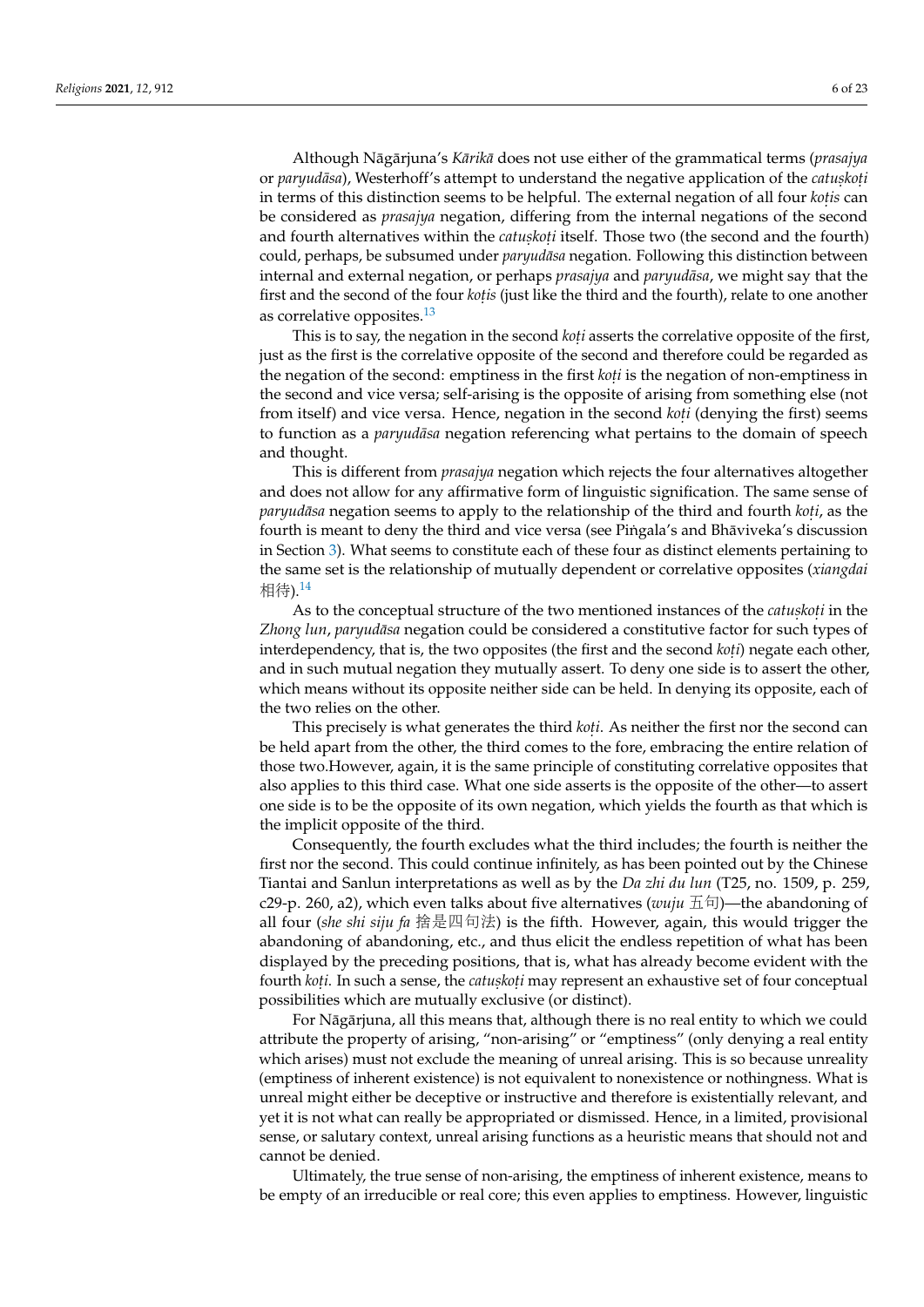Although Nāgārjuna's *Kārikā* does not use either of the grammatical terms (*prasajya* or *paryudāsa*), Westerhoff's attempt to understand the negative application of the *catuṣkoṭi* in terms of this distinction seems to be helpful. The external negation of all four *koṭis* can be considered as *prasajya* negation, differing from the internal negations of the second and fourth alternatives within the *catuṣkoṭi* itself. Those two (the second and the fourth) could, perhaps, be subsumed under *paryudāsa* negation. Following this distinction between internal and external negation, or perhaps *prasajya* and *paryudāsa*, we might say that the first and the second of the four *koṭis* (just like the third and the fourth), relate to one another as correlative opposites.[13]

This is to say, the negation in the second *koṭi* asserts the correlative opposite of the first, just as the first is the correlative opposite of the second and therefore could be regarded as the negation of the second: emptiness in the first *koṭi* is the negation of non-emptiness in the second and vice versa; self-arising is the opposite of arising from something else (not from itself) and vice versa. Hence, negation in the second *koṭi* (denying the first) seems to function as a *paryudāsa* negation referencing what pertains to the domain of speech and thought.

This is different from *prasajya* negation which rejects the four alternatives altogether and does not allow for any affirmative form of linguistic signification. The same sense of *paryudāsa* negation seems to apply to the relationship of the third and fourth *koṭi*, as the fourth is meant to deny the third and vice versa (see Piṅgala's and Bhāviveka's discussion in Section 3). What seems to constitute each of these four as distinct elements pertaining to the same set is the relationship of mutually dependent or correlative opposites (*xiangdai* 相待).[14]

As to the conceptual structure of the two mentioned instances of the *catuṣkoṭi* in the *Zhong lun*, *paryudāsa* negation could be considered a constitutive factor for such types of interdependency, that is, the two opposites (the first and the second *koṭi*) negate each other, and in such mutual negation they mutually assert. To deny one side is to assert the other, which means without its opposite neither side can be held. In denying its opposite, each of the two relies on the other.

This precisely is what generates the third *koṭi*. As neither the first nor the second can be held apart from the other, the third comes to the fore, embracing the entire relation of those two.However, again, it is the same principle of constituting correlative opposites that also applies to this third case. What one side asserts is the opposite of the other—to assert one side is to be the opposite of its own negation, which yields the fourth as that which is the implicit opposite of the third.

Consequently, the fourth excludes what the third includes; the fourth is neither the first nor the second. This could continue infinitely, as has been pointed out by the Chinese Tiantai and Sanlun interpretations as well as by the *Da zhi du lun* (T25, no. 1509, p. 259, c29-p. 260, a2), which even talks about five alternatives (*wuju* 五句)—the abandoning of all four (*she shi siju fa* 捨是四句法) is the fifth. However, again, this would trigger the abandoning of abandoning, etc., and thus elicit the endless repetition of what has been displayed by the preceding positions, that is, what has already become evident with the fourth *koṭi*. In such a sense, the *catuṣkoṭi* may represent an exhaustive set of four conceptual possibilities which are mutually exclusive (or distinct).

For Nāgārjuna, all this means that, although there is no real entity to which we could attribute the property of arising, "non-arising" or "emptiness" (only denying a real entity which arises) must not exclude the meaning of unreal arising. This is so because unreality (emptiness of inherent existence) is not equivalent to nonexistence or nothingness. What is unreal might either be deceptive or instructive and therefore is existentially relevant, and yet it is not what can really be appropriated or dismissed. Hence, in a limited, provisional sense, or salutary context, unreal arising functions as a heuristic means that should not and cannot be denied.

Ultimately, the true sense of non-arising, the emptiness of inherent existence, means to be empty of an irreducible or real core; this even applies to emptiness. However, linguistic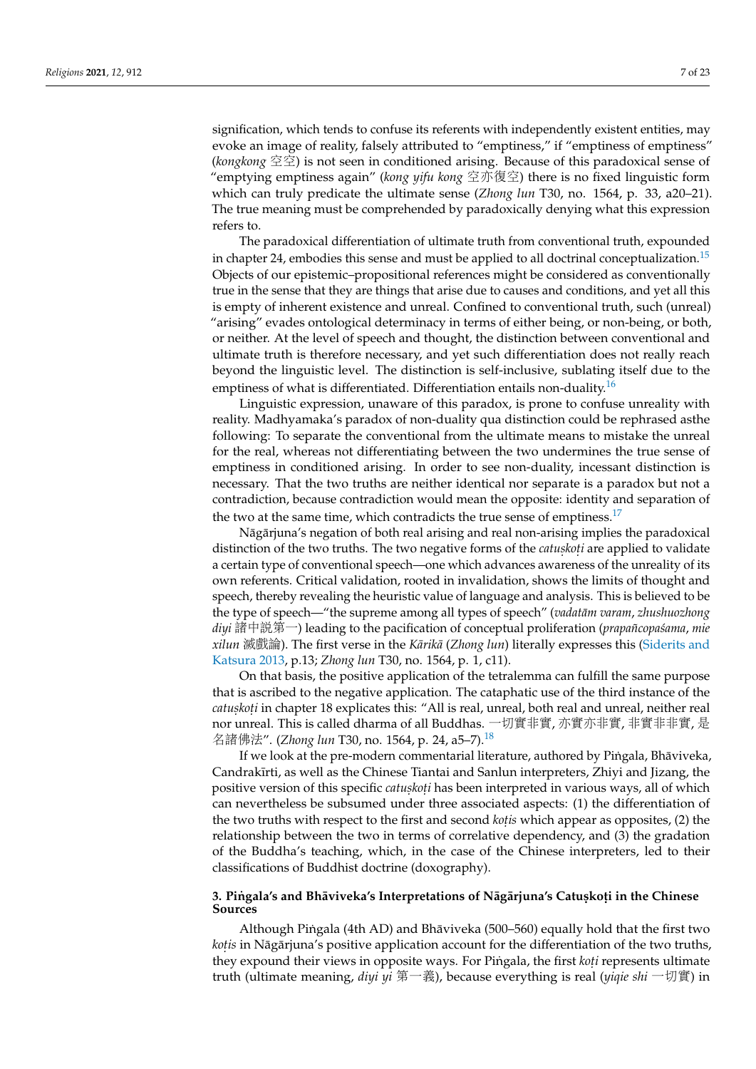signification, which tends to confuse its referents with independently existent entities, may evoke an image of reality, falsely attributed to "emptiness," if "emptiness of emptiness" (*kongkong* 空空) is not seen in conditioned arising. Because of this paradoxical sense of "emptying emptiness again" (*kong yifu kong* 空亦復空) there is no fixed linguistic form which can truly predicate the ultimate sense (*Zhong lun* T30, no. 1564, p. 33, a20–21). The true meaning must be comprehended by paradoxically denying what this expression refers to.

The paradoxical differentiation of ultimate truth from conventional truth, expounded in chapter 24, embodies this sense and must be applied to all doctrinal conceptualization.[15] Objects of our epistemic–propositional references might be considered as conventionally true in the sense that they are things that arise due to causes and conditions, and yet all this is empty of inherent existence and unreal. Confined to conventional truth, such (unreal) "arising" evades ontological determinacy in terms of either being, or non-being, or both, or neither. At the level of speech and thought, the distinction between conventional and ultimate truth is therefore necessary, and yet such differentiation does not really reach beyond the linguistic level. The distinction is self-inclusive, sublating itself due to the emptiness of what is differentiated. Differentiation entails non-duality.[16]

Linguistic expression, unaware of this paradox, is prone to confuse unreality with reality. Madhyamaka's paradox of non-duality qua distinction could be rephrased asthe following: To separate the conventional from the ultimate means to mistake the unreal for the real, whereas not differentiating between the two undermines the true sense of emptiness in conditioned arising. In order to see non-duality, incessant distinction is necessary. That the two truths are neither identical nor separate is a paradox but not a contradiction, because contradiction would mean the opposite: identity and separation of the two at the same time, which contradicts the true sense of emptiness.[17]

Nāgārjuna's negation of both real arising and real non-arising implies the paradoxical distinction of the two truths. The two negative forms of the *catuṣkoṭi* are applied to validate a certain type of conventional speech—one which advances awareness of the unreality of its own referents. Critical validation, rooted in invalidation, shows the limits of thought and speech, thereby revealing the heuristic value of language and analysis. This is believed to be the type of speech—"the supreme among all types of speech" (*vadatām varam*, *zhushuozhong diyi* 諸中說第一) leading to the pacification of conceptual proliferation (*prapañcopaśama*, *mie xilun* 滅戲論). The first verse in the *Kārikā* (*Zhong lun*) literally expresses this (Siderits and Katsura 2013, p.13; *Zhong lun* T30, no. 1564, p. 1, c11).

On that basis, the positive application of the tetralemma can fulfill the same purpose that is ascribed to the negative application. The cataphatic use of the third instance of the *catuṣkoṭi* in chapter 18 explicates this: "All is real, unreal, both real and unreal, neither real nor unreal. This is called dharma of all Buddhas. 一切實非實, 亦實亦非實, 非實非非實, 是名諸佛法". (*Zhong lun* T30, no. 1564, p. 24, a5–7).[18]

If we look at the pre-modern commentarial literature, authored by Piṅgala, Bhāviveka, Candrakīrti, as well as the Chinese Tiantai and Sanlun interpreters, Zhiyi and Jizang, the positive version of this specific *catuṣkoṭi* has been interpreted in various ways, all of which can nevertheless be subsumed under three associated aspects: (1) the differentiation of the two truths with respect to the first and second *koṭis* which appear as opposites, (2) the relationship between the two in terms of correlative dependency, and (3) the gradation of the Buddha's teaching, which, in the case of the Chinese interpreters, led to their classifications of Buddhist doctrine (doxography).

## 3. Piṅgala's and Bhāviveka's Interpretations of Nāgārjuna's Catuṣkoṭi in the Chinese Sources

Although Piṅgala (4th AD) and Bhāviveka (500–560) equally hold that the first two *koṭis* in Nāgārjuna's positive application account for the differentiation of the two truths, they expound their views in opposite ways. For Piṅgala, the first *koṭi* represents ultimate truth (ultimate meaning, *diyi yi* 第一義), because everything is real (*yiqie shi* 一切實) in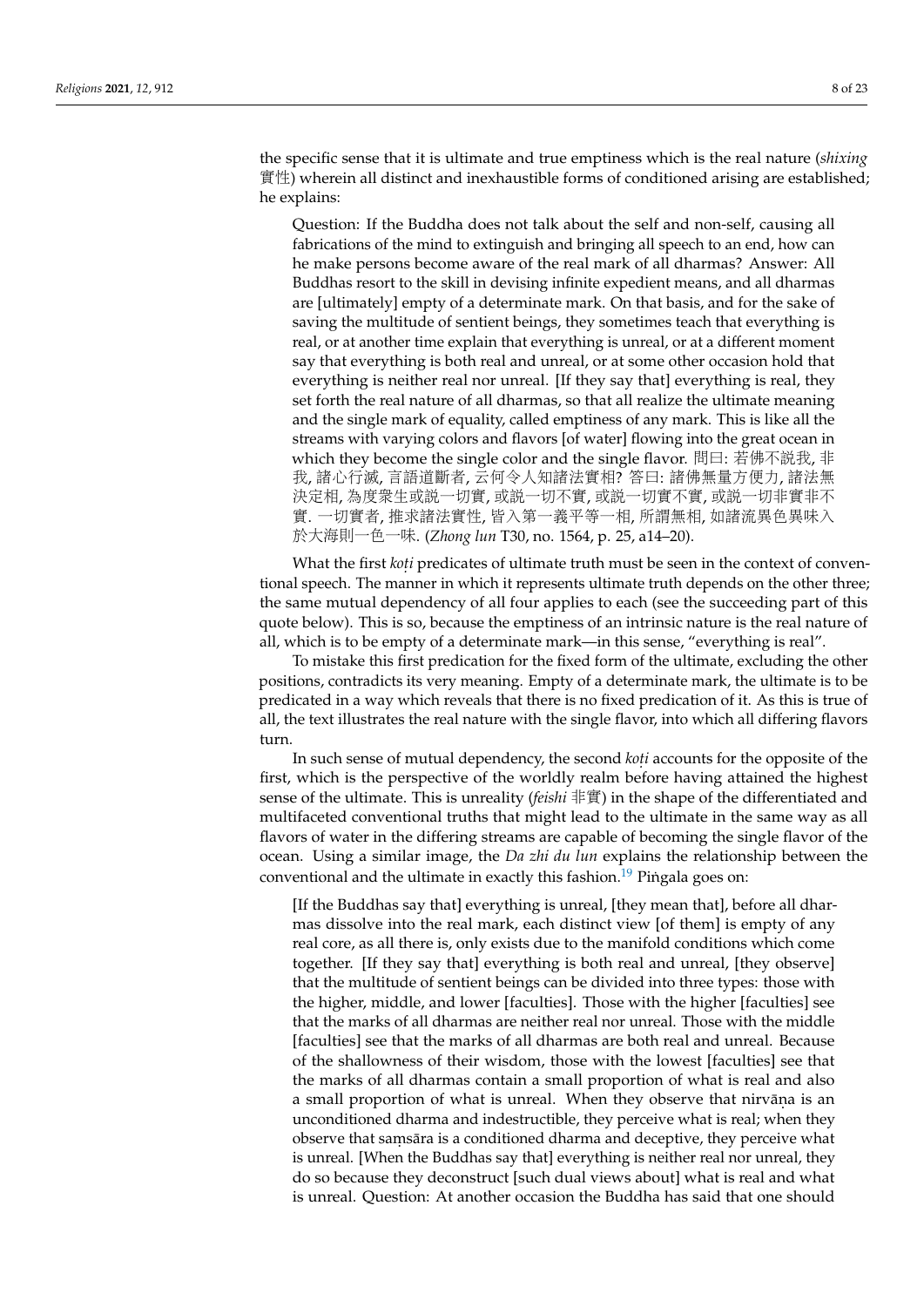the specific sense that it is ultimate and true emptiness which is the real nature (*shixing* 實性) wherein all distinct and inexhaustible forms of conditioned arising are established; he explains:

> Question: If the Buddha does not talk about the self and non-self, causing all fabrications of the mind to extinguish and bringing all speech to an end, how can he make persons become aware of the real mark of all dharmas? Answer: All Buddhas resort to the skill in devising infinite expedient means, and all dharmas are [ultimately] empty of a determinate mark. On that basis, and for the sake of saving the multitude of sentient beings, they sometimes teach that everything is real, or at another time explain that everything is unreal, or at a different moment say that everything is both real and unreal, or at some other occasion hold that everything is neither real nor unreal. [If they say that] everything is real, they set forth the real nature of all dharmas, so that all realize the ultimate meaning and the single mark of equality, called emptiness of any mark. This is like all the streams with varying colors and flavors [of water] flowing into the great ocean in which they become the single color and the single flavor. 問曰: 若佛不說我, 非我, 諸心行滅, 言語道斷者, 云何令人知諸法實相? 答曰: 諸佛無量方便力, 諸法無決定相, 為度衆生或說一切實, 或說一切不實, 或說一切實不實, 或說一切非實非不實. 一切實者, 推求諸法實性, 皆入第一義平等一相, 所謂無相, 如諸流異色異味入於大海則一色一味. (*Zhong lun* T30, no. 1564, p. 25, a14–20).

What the first *koṭi* predicates of ultimate truth must be seen in the context of conventional speech. The manner in which it represents ultimate truth depends on the other three; the same mutual dependency of all four applies to each (see the succeeding part of this quote below). This is so, because the emptiness of an intrinsic nature is the real nature of all, which is to be empty of a determinate mark—in this sense, "everything is real".

To mistake this first predication for the fixed form of the ultimate, excluding the other positions, contradicts its very meaning. Empty of a determinate mark, the ultimate is to be predicated in a way which reveals that there is no fixed predication of it. As this is true of all, the text illustrates the real nature with the single flavor, into which all differing flavors turn.

In such sense of mutual dependency, the second *koṭi* accounts for the opposite of the first, which is the perspective of the worldly realm before having attained the highest sense of the ultimate. This is unreality (*feishi* 非實) in the shape of the differentiated and multifaceted conventional truths that might lead to the ultimate in the same way as all flavors of water in the differing streams are capable of becoming the single flavor of the ocean. Using a similar image, the *Da zhi du lun* explains the relationship between the conventional and the ultimate in exactly this fashion.[19] Piṅgala goes on:

> [If the Buddhas say that] everything is unreal, [they mean that], before all dharmas dissolve into the real mark, each distinct view [of them] is empty of any real core, as all there is, only exists due to the manifold conditions which come together. [If they say that] everything is both real and unreal, [they observe] that the multitude of sentient beings can be divided into three types: those with the higher, middle, and lower [faculties]. Those with the higher [faculties] see that the marks of all dharmas are neither real nor unreal. Those with the middle [faculties] see that the marks of all dharmas are both real and unreal. Because of the shallowness of their wisdom, those with the lowest [faculties] see that the marks of all dharmas contain a small proportion of what is real and also a small proportion of what is unreal. When they observe that nirvāṇa is an unconditioned dharma and indestructible, they perceive what is real; when they observe that saṃsāra is a conditioned dharma and deceptive, they perceive what is unreal. [When the Buddhas say that] everything is neither real nor unreal, they do so because they deconstruct [such dual views about] what is real and what is unreal. Question: At another occasion the Buddha has said that one should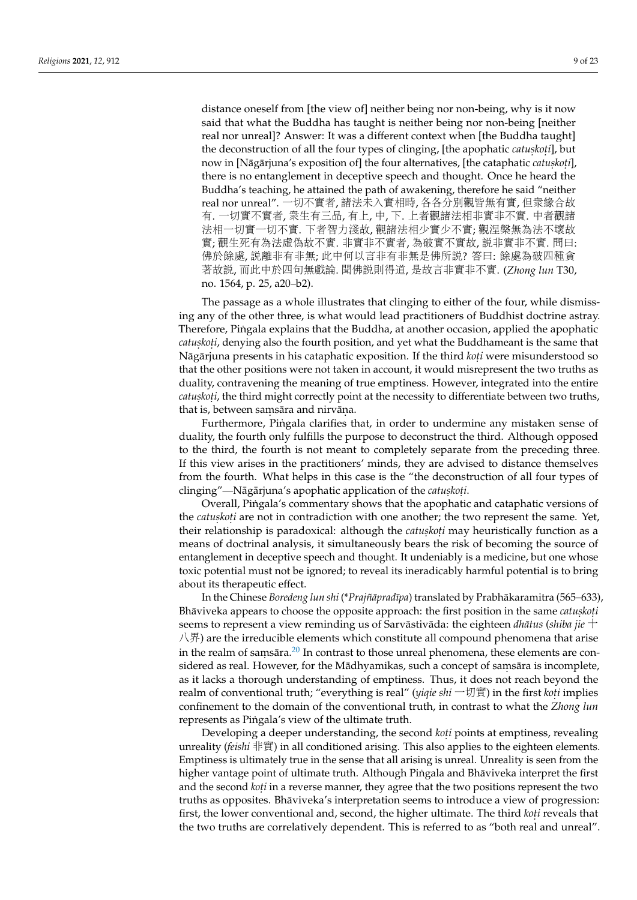distance oneself from [the view of] neither being nor non-being, why is it now said that what the Buddha has taught is neither being nor non-being [neither real nor unreal]? Answer: It was a different context when [the Buddha taught] the deconstruction of all the four types of clinging, [the apophatic *catuṣkoṭi*], but now in [Nāgārjuna's exposition of] the four alternatives, [the cataphatic *catuṣkoṭi*], there is no entanglement in deceptive speech and thought. Once he heard the Buddha's teaching, he attained the path of awakening, therefore he said "neither real nor unreal". 一切不實者, 諸法未入實相時, 各各分別觀皆無有實, 但衆緣合故有. 一切實不實者, 衆生有三品, 有上, 中, 下. 上者觀諸法相非實非不實. 中者觀諸法相一切實一切不實. 下者智力淺故, 觀諸法相少實少不實; 觀涅槃無為法不壞故實; 觀生死有為法虛偽故不實. 非實非不實者, 為破實不實故, 說非實非不實. 問曰: 佛於餘處, 說離非有非無; 此中何以言非有非無是佛所說? 答曰: 餘處為破四種貪著故說, 而此中於四句無戲論. 聞佛說則得道, 是故言非實非不實. (*Zhong lun* T30, no. 1564, p. 25, a20–b2).

The passage as a whole illustrates that clinging to either of the four, while dismissing any of the other three, is what would lead practitioners of Buddhist doctrine astray. Therefore, Piṅgala explains that the Buddha, at another occasion, applied the apophatic *catuṣkoṭi*, denying also the fourth position, and yet what the Buddhameant is the same that Nāgārjuna presents in his cataphatic exposition. If the third *koṭi* were misunderstood so that the other positions were not taken in account, it would misrepresent the two truths as duality, contravening the meaning of true emptiness. However, integrated into the entire *catuṣkoṭi*, the third might correctly point at the necessity to differentiate between two truths, that is, between saṃsāra and nirvāṇa.

Furthermore, Piṅgala clarifies that, in order to undermine any mistaken sense of duality, the fourth only fulfills the purpose to deconstruct the third. Although opposed to the third, the fourth is not meant to completely separate from the preceding three. If this view arises in the practitioners' minds, they are advised to distance themselves from the fourth. What helps in this case is the "the deconstruction of all four types of clinging"—Nāgārjuna's apophatic application of the *catuṣkoṭi*.

Overall, Piṅgala's commentary shows that the apophatic and cataphatic versions of the *catuṣkoṭi* are not in contradiction with one another; the two represent the same. Yet, their relationship is paradoxical: although the *catuṣkoṭi* may heuristically function as a means of doctrinal analysis, it simultaneously bears the risk of becoming the source of entanglement in deceptive speech and thought. It undeniably is a medicine, but one whose toxic potential must not be ignored; to reveal its ineradicably harmful potential is to bring about its therapeutic effect.

In the Chinese *Boredeng lun shi* (\**Prajñāpradīpa*) translated by Prabhākaramitra (565–633), Bhāviveka appears to choose the opposite approach: the first position in the same *catuṣkoṭi* seems to represent a view reminding us of Sarvāstivāda: the eighteen *dhātus* (*shiba jie* 十八界) are the irreducible elements which constitute all compound phenomena that arise in the realm of saṃsāra.[20] In contrast to those unreal phenomena, these elements are considered as real. However, for the Mādhyamikas, such a concept of saṃsāra is incomplete, as it lacks a thorough understanding of emptiness. Thus, it does not reach beyond the realm of conventional truth; "everything is real" (*yiqie shi* 一切實) in the first *koṭi* implies confinement to the domain of the conventional truth, in contrast to what the *Zhong lun* represents as Piṅgala's view of the ultimate truth.

Developing a deeper understanding, the second *koṭi* points at emptiness, revealing unreality (*feishi* 非實) in all conditioned arising. This also applies to the eighteen elements. Emptiness is ultimately true in the sense that all arising is unreal. Unreality is seen from the higher vantage point of ultimate truth. Although Piṅgala and Bhāviveka interpret the first and the second *koṭi* in a reverse manner, they agree that the two positions represent the two truths as opposites. Bhāviveka's interpretation seems to introduce a view of progression: first, the lower conventional and, second, the higher ultimate. The third *koṭi* reveals that the two truths are correlatively dependent. This is referred to as "both real and unreal".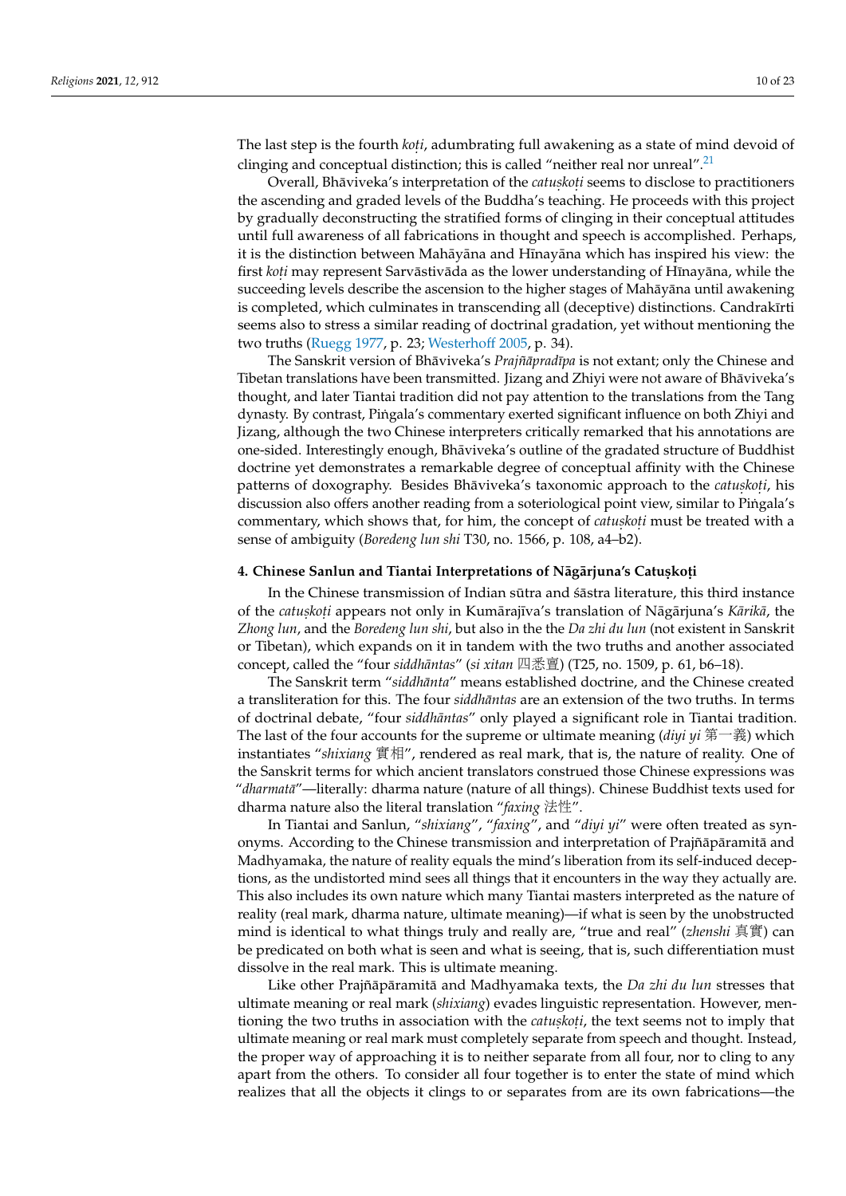The last step is the fourth *koṭi*, adumbrating full awakening as a state of mind devoid of clinging and conceptual distinction; this is called "neither real nor unreal".[21]

Overall, Bhāviveka's interpretation of the *catuṣkoṭi* seems to disclose to practitioners the ascending and graded levels of the Buddha's teaching. He proceeds with this project by gradually deconstructing the stratified forms of clinging in their conceptual attitudes until full awareness of all fabrications in thought and speech is accomplished. Perhaps, it is the distinction between Mahāyāna and Hīnayāna which has inspired his view: the first *koṭi* may represent Sarvāstivāda as the lower understanding of Hīnayāna, while the succeeding levels describe the ascension to the higher stages of Mahāyāna until awakening is completed, which culminates in transcending all (deceptive) distinctions. Candrakīrti seems also to stress a similar reading of doctrinal gradation, yet without mentioning the two truths (Ruegg 1977, p. 23; Westerhoff 2005, p. 34).

The Sanskrit version of Bhāviveka's *Prajñāpradīpa* is not extant; only the Chinese and Tibetan translations have been transmitted. Jizang and Zhiyi were not aware of Bhāviveka's thought, and later Tiantai tradition did not pay attention to the translations from the Tang dynasty. By contrast, Piṅgala's commentary exerted significant influence on both Zhiyi and Jizang, although the two Chinese interpreters critically remarked that his annotations are one-sided. Interestingly enough, Bhāviveka's outline of the gradated structure of Buddhist doctrine yet demonstrates a remarkable degree of conceptual affinity with the Chinese patterns of doxography. Besides Bhāviveka's taxonomic approach to the *catuṣkoṭi*, his discussion also offers another reading from a soteriological point view, similar to Piṅgala's commentary, which shows that, for him, the concept of *catuṣkoṭi* must be treated with a sense of ambiguity (*Boredeng lun shi* T30, no. 1566, p. 108, a4–b2).

## 4. Chinese Sanlun and Tiantai Interpretations of Nāgārjuna's Catuṣkoṭi

In the Chinese transmission of Indian sūtra and śāstra literature, this third instance of the *catuṣkoṭi* appears not only in Kumārajīva's translation of Nāgārjuna's *Kārikā*, the *Zhong lun*, and the *Boredeng lun shi*, but also in the the *Da zhi du lun* (not existent in Sanskrit or Tibetan), which expands on it in tandem with the two truths and another associated concept, called the "four *siddhāntas*" (*si xitan* 四悉亶) (T25, no. 1509, p. 61, b6–18).

The Sanskrit term "*siddhānta*" means established doctrine, and the Chinese created a transliteration for this. The four *siddhāntas* are an extension of the two truths. In terms of doctrinal debate, "four *siddhāntas*" only played a significant role in Tiantai tradition. The last of the four accounts for the supreme or ultimate meaning (*diyi yi* 第一義) which instantiates "*shixiang* 實相", rendered as real mark, that is, the nature of reality. One of the Sanskrit terms for which ancient translators construed those Chinese expressions was "*dharmatā*"—literally: dharma nature (nature of all things). Chinese Buddhist texts used for dharma nature also the literal translation "*faxing* 法性".

In Tiantai and Sanlun, "*shixiang*", "*faxing*", and "*diyi yi*" were often treated as synonyms. According to the Chinese transmission and interpretation of Prajñāpāramitā and Madhyamaka, the nature of reality equals the mind's liberation from its self-induced deceptions, as the undistorted mind sees all things that it encounters in the way they actually are. This also includes its own nature which many Tiantai masters interpreted as the nature of reality (real mark, dharma nature, ultimate meaning)—if what is seen by the unobstructed mind is identical to what things truly and really are, "true and real" (*zhenshi* 真實) can be predicated on both what is seen and what is seeing, that is, such differentiation must dissolve in the real mark. This is ultimate meaning.

Like other Prajñāpāramitā and Madhyamaka texts, the *Da zhi du lun* stresses that ultimate meaning or real mark (*shixiang*) evades linguistic representation. However, mentioning the two truths in association with the *catuṣkoṭi*, the text seems not to imply that ultimate meaning or real mark must completely separate from speech and thought. Instead, the proper way of approaching it is to neither separate from all four, nor to cling to any apart from the others. To consider all four together is to enter the state of mind which realizes that all the objects it clings to or separates from are its own fabrications—the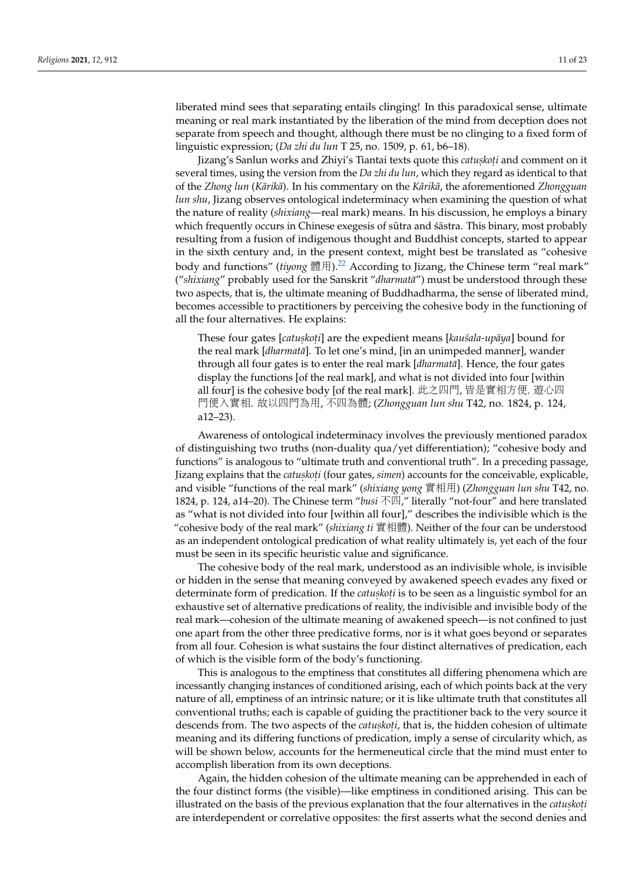liberated mind sees that separating entails clinging! In this paradoxical sense, ultimate meaning or real mark instantiated by the liberation of the mind from deception does not separate from speech and thought, although there must be no clinging to a fixed form of linguistic expression; (*Da zhi du lun* T 25, no. 1509, p. 61, b6–18).

Jizang's Sanlun works and Zhiyi's Tiantai texts quote this *catuṣkoṭi* and comment on it several times, using the version from the *Da zhi du lun*, which they regard as identical to that of the *Zhong lun* (*Kārikā*). In his commentary on the *Kārikā*, the aforementioned *Zhongguan lun shu*, Jizang observes ontological indeterminacy when examining the question of what the nature of reality (*shixiang*—real mark) means. In his discussion, he employs a binary which frequently occurs in Chinese exegesis of sūtra and śāstra. This binary, most probably resulting from a fusion of indigenous thought and Buddhist concepts, started to appear in the sixth century and, in the present context, might best be translated as "cohesive body and functions" (*tiyong* 體用).[22] According to Jizang, the Chinese term "real mark" ("*shixiang*" probably used for the Sanskrit "*dharmatā*") must be understood through these two aspects, that is, the ultimate meaning of Buddhadharma, the sense of liberated mind, becomes accessible to practitioners by perceiving the cohesive body in the functioning of all the four alternatives. He explains:

> These four gates [*catuṣkoṭi*] are the expedient means [*kauśala-upāya*] bound for the real mark [*dharmatā*]. To let one's mind, [in an unimpeded manner], wander through all four gates is to enter the real mark [*dharmatā*]. Hence, the four gates display the functions [of the real mark], and what is not divided into four [within all four] is the cohesive body [of the real mark]. 此之四門, 皆是實相方便. 遊心四門便入實相. 故以四門為用, 不四為體; (*Zhongguan lun shu* T42, no. 1824, p. 124, a12–23).

Awareness of ontological indeterminacy involves the previously mentioned paradox of distinguishing two truths (non-duality qua/yet differentiation); "cohesive body and functions" is analogous to "ultimate truth and conventional truth". In a preceding passage, Jizang explains that the *catuṣkoṭi* (four gates, *simen*) accounts for the conceivable, explicable, and visible "functions of the real mark" (*shixiang yong* 實相用) (*Zhongguan lun shu* T42, no. 1824, p. 124, a14–20). The Chinese term "*busi* 不四," literally "not-four" and here translated as "what is not divided into four [within all four]," describes the indivisible which is the "cohesive body of the real mark" (*shixiang ti* 實相體). Neither of the four can be understood as an independent ontological predication of what reality ultimately is, yet each of the four must be seen in its specific heuristic value and significance.

The cohesive body of the real mark, understood as an indivisible whole, is invisible or hidden in the sense that meaning conveyed by awakened speech evades any fixed or determinate form of predication. If the *catuṣkoṭi* is to be seen as a linguistic symbol for an exhaustive set of alternative predications of reality, the indivisible and invisible body of the real mark—cohesion of the ultimate meaning of awakened speech—is not confined to just one apart from the other three predicative forms, nor is it what goes beyond or separates from all four. Cohesion is what sustains the four distinct alternatives of predication, each of which is the visible form of the body's functioning.

This is analogous to the emptiness that constitutes all differing phenomena which are incessantly changing instances of conditioned arising, each of which points back at the very nature of all, emptiness of an intrinsic nature; or it is like ultimate truth that constitutes all conventional truths; each is capable of guiding the practitioner back to the very source it descends from. The two aspects of the *catuṣkoṭi*, that is, the hidden cohesion of ultimate meaning and its differing functions of predication, imply a sense of circularity which, as will be shown below, accounts for the hermeneutical circle that the mind must enter to accomplish liberation from its own deceptions.

Again, the hidden cohesion of the ultimate meaning can be apprehended in each of the four distinct forms (the visible)—like emptiness in conditioned arising. This can be illustrated on the basis of the previous explanation that the four alternatives in the *catuṣkoṭi* are interdependent or correlative opposites: the first asserts what the second denies and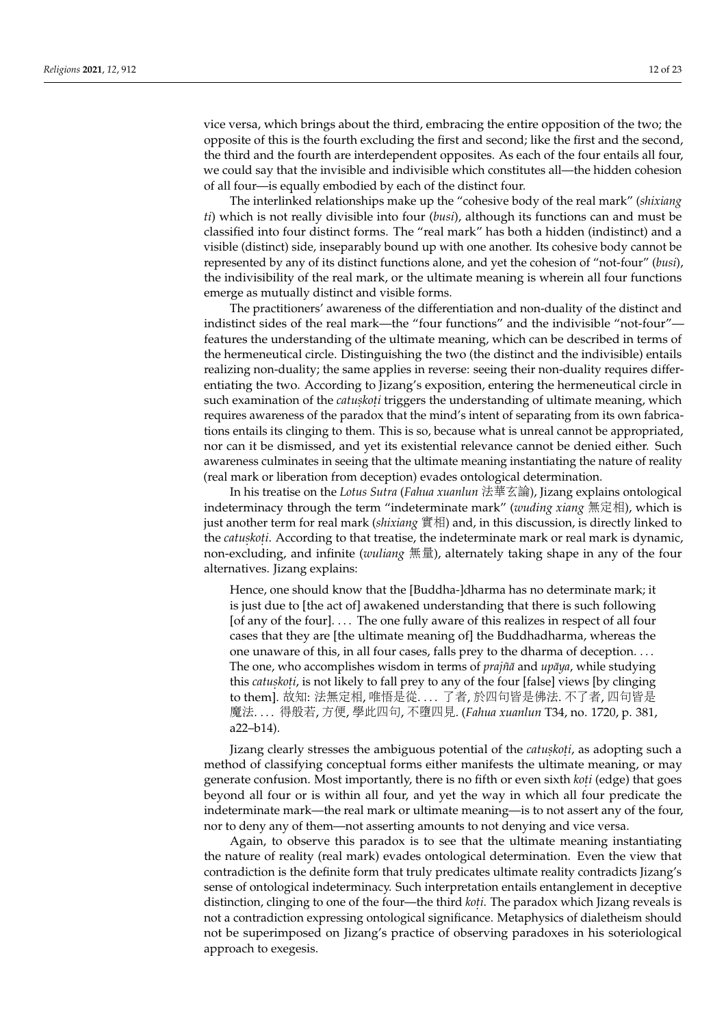vice versa, which brings about the third, embracing the entire opposition of the two; the opposite of this is the fourth excluding the first and second; like the first and the second, the third and the fourth are interdependent opposites. As each of the four entails all four, we could say that the invisible and indivisible which constitutes all—the hidden cohesion of all four—is equally embodied by each of the distinct four.

The interlinked relationships make up the "cohesive body of the real mark" (*shixiang ti*) which is not really divisible into four (*busi*), although its functions can and must be classified into four distinct forms. The "real mark" has both a hidden (indistinct) and a visible (distinct) side, inseparably bound up with one another. Its cohesive body cannot be represented by any of its distinct functions alone, and yet the cohesion of "not-four" (*busi*), the indivisibility of the real mark, or the ultimate meaning is wherein all four functions emerge as mutually distinct and visible forms.

The practitioners' awareness of the differentiation and non-duality of the distinct and indistinct sides of the real mark—the "four functions" and the indivisible "not-four"—features the understanding of the ultimate meaning, which can be described in terms of the hermeneutical circle. Distinguishing the two (the distinct and the indivisible) entails realizing non-duality; the same applies in reverse: seeing their non-duality requires differentiating the two. According to Jizang's exposition, entering the hermeneutical circle in such examination of the *catuṣkoṭi* triggers the understanding of ultimate meaning, which requires awareness of the paradox that the mind's intent of separating from its own fabrications entails its clinging to them. This is so, because what is unreal cannot be appropriated, nor can it be dismissed, and yet its existential relevance cannot be denied either. Such awareness culminates in seeing that the ultimate meaning instantiating the nature of reality (real mark or liberation from deception) evades ontological determination.

In his treatise on the *Lotus Sutra* (*Fahua xuanlun* 法華玄論), Jizang explains ontological indeterminacy through the term "indeterminate mark" (*wuding xiang* 無定相), which is just another term for real mark (*shixiang* 實相) and, in this discussion, is directly linked to the *catuṣkoṭi*. According to that treatise, the indeterminate mark or real mark is dynamic, non-excluding, and infinite (*wuliang* 無量), alternately taking shape in any of the four alternatives. Jizang explains:

> Hence, one should know that the [Buddha-]dharma has no determinate mark; it is just due to [the act of] awakened understanding that there is such following [of any of the four]. ... The one fully aware of this realizes in respect of all four cases that they are [the ultimate meaning of] the Buddhadharma, whereas the one unaware of this, in all four cases, falls prey to the dharma of deception. ... The one, who accomplishes wisdom in terms of *prajñā* and *upāya*, while studying this *catuṣkoṭi*, is not likely to fall prey to any of the four [false] views [by clinging to them]. 故知: 法無定相, 唯悟是從. ... 了者, 於四句皆是佛法. 不了者, 四句皆是魔法. ... 得般若, 方便, 學此四句, 不墮四見. (*Fahua xuanlun* T34, no. 1720, p. 381, a22–b14).

Jizang clearly stresses the ambiguous potential of the *catuṣkoṭi*, as adopting such a method of classifying conceptual forms either manifests the ultimate meaning, or may generate confusion. Most importantly, there is no fifth or even sixth *koṭi* (edge) that goes beyond all four or is within all four, and yet the way in which all four predicate the indeterminate mark—the real mark or ultimate meaning—is to not assert any of the four, nor to deny any of them—not asserting amounts to not denying and vice versa.

Again, to observe this paradox is to see that the ultimate meaning instantiating the nature of reality (real mark) evades ontological determination. Even the view that contradiction is the definite form that truly predicates ultimate reality contradicts Jizang's sense of ontological indeterminacy. Such interpretation entails entanglement in deceptive distinction, clinging to one of the four—the third *koṭi*. The paradox which Jizang reveals is not a contradiction expressing ontological significance. Metaphysics of dialetheism should not be superimposed on Jizang's practice of observing paradoxes in his soteriological approach to exegesis.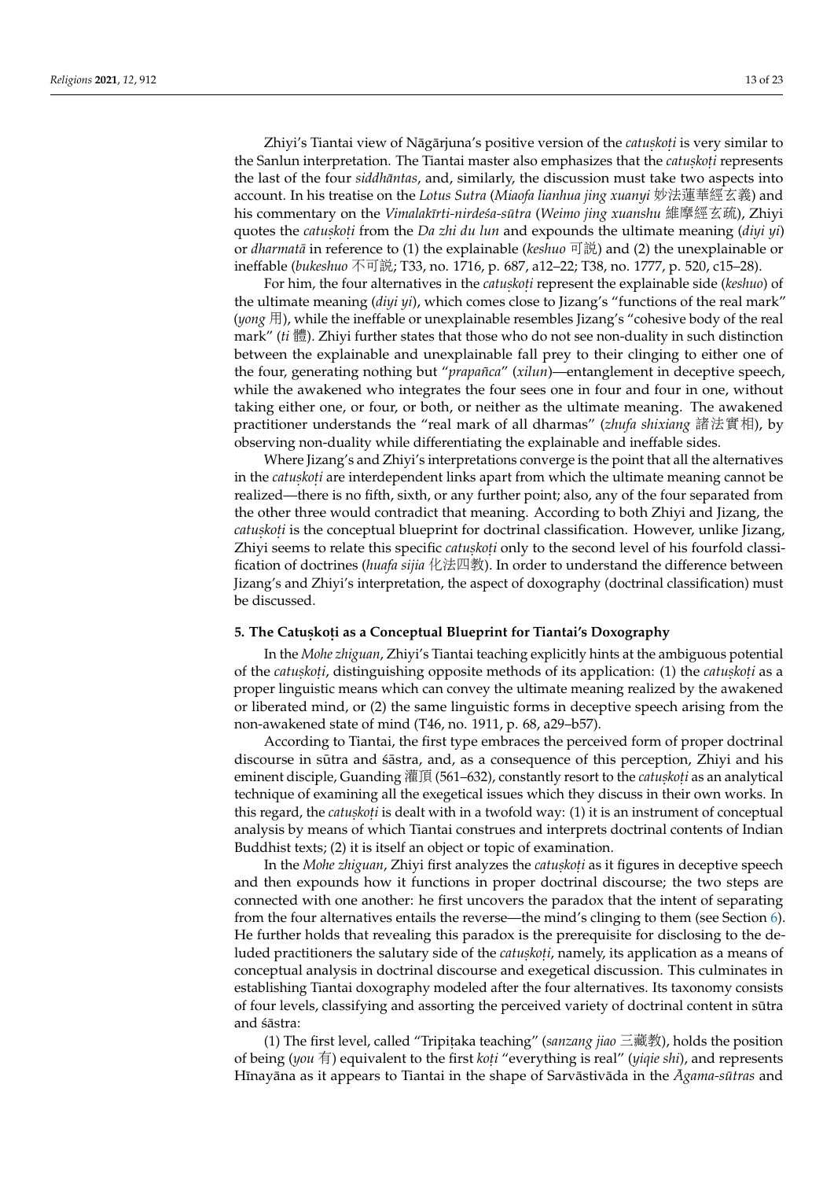Zhiyi's Tiantai view of Nāgārjuna's positive version of the *catuṣkoṭi* is very similar to the Sanlun interpretation. The Tiantai master also emphasizes that the *catuṣkoṭi* represents the last of the four *siddhāntas*, and, similarly, the discussion must take two aspects into account. In his treatise on the *Lotus Sutra* (*Miaofa lianhua jing xuanyi* 妙法蓮華經玄義) and his commentary on the *Vimalakīrti-nirdeśa-sūtra* (*Weimo jing xuanshu* 維摩經玄疏), Zhiyi quotes the *catuṣkoṭi* from the *Da zhi du lun* and expounds the ultimate meaning (*diyi yi*) or *dharmatā* in reference to (1) the explainable (*keshuo* 可說) and (2) the unexplainable or ineffable (*bukeshuo* 不可說; T33, no. 1716, p. 687, a12–22; T38, no. 1777, p. 520, c15–28).

For him, the four alternatives in the *catuṣkoṭi* represent the explainable side (*keshuo*) of the ultimate meaning (*diyi yi*), which comes close to Jizang's "functions of the real mark" (*yong* 用), while the ineffable or unexplainable resembles Jizang's "cohesive body of the real mark" (*ti* 體). Zhiyi further states that those who do not see non-duality in such distinction between the explainable and unexplainable fall prey to their clinging to either one of the four, generating nothing but "*prapañca*" (*xilun*)—entanglement in deceptive speech, while the awakened who integrates the four sees one in four and four in one, without taking either one, or four, or both, or neither as the ultimate meaning. The awakened practitioner understands the "real mark of all dharmas" (*zhufa shixiang* 諸法實相), by observing non-duality while differentiating the explainable and ineffable sides.

Where Jizang's and Zhiyi's interpretations converge is the point that all the alternatives in the *catuṣkoṭi* are interdependent links apart from which the ultimate meaning cannot be realized—there is no fifth, sixth, or any further point; also, any of the four separated from the other three would contradict that meaning. According to both Zhiyi and Jizang, the *catuṣkoṭi* is the conceptual blueprint for doctrinal classification. However, unlike Jizang, Zhiyi seems to relate this specific *catuṣkoṭi* only to the second level of his fourfold classification of doctrines (*huafa sijia* 化法四教). In order to understand the difference between Jizang's and Zhiyi's interpretation, the aspect of doxography (doctrinal classification) must be discussed.

## 5. The Catuṣkoṭi as a Conceptual Blueprint for Tiantai's Doxography

In the *Mohe zhiguan*, Zhiyi's Tiantai teaching explicitly hints at the ambiguous potential of the *catuṣkoṭi*, distinguishing opposite methods of its application: (1) the *catuṣkoṭi* as a proper linguistic means which can convey the ultimate meaning realized by the awakened or liberated mind, or (2) the same linguistic forms in deceptive speech arising from the non-awakened state of mind (T46, no. 1911, p. 68, a29–b57).

According to Tiantai, the first type embraces the perceived form of proper doctrinal discourse in sūtra and śāstra, and, as a consequence of this perception, Zhiyi and his eminent disciple, Guanding 灌頂 (561–632), constantly resort to the *catuṣkoṭi* as an analytical technique of examining all the exegetical issues which they discuss in their own works. In this regard, the *catuṣkoṭi* is dealt with in a twofold way: (1) it is an instrument of conceptual analysis by means of which Tiantai construes and interprets doctrinal contents of Indian Buddhist texts; (2) it is itself an object or topic of examination.

In the *Mohe zhiguan*, Zhiyi first analyzes the *catuṣkoṭi* as it figures in deceptive speech and then expounds how it functions in proper doctrinal discourse; the two steps are connected with one another: he first uncovers the paradox that the intent of separating from the four alternatives entails the reverse—the mind's clinging to them (see Section 6). He further holds that revealing this paradox is the prerequisite for disclosing to the deluded practitioners the salutary side of the *catuṣkoṭi*, namely, its application as a means of conceptual analysis in doctrinal discourse and exegetical discussion. This culminates in establishing Tiantai doxography modeled after the four alternatives. Its taxonomy consists of four levels, classifying and assorting the perceived variety of doctrinal content in sūtra and śāstra:

(1) The first level, called "Tripiṭaka teaching" (*sanzang jiao* 三藏教), holds the position of being (*you* 有) equivalent to the first *koṭi* "everything is real" (*yiqie shi*), and represents Hīnayāna as it appears to Tiantai in the shape of Sarvāstivāda in the *Āgama-sūtras* and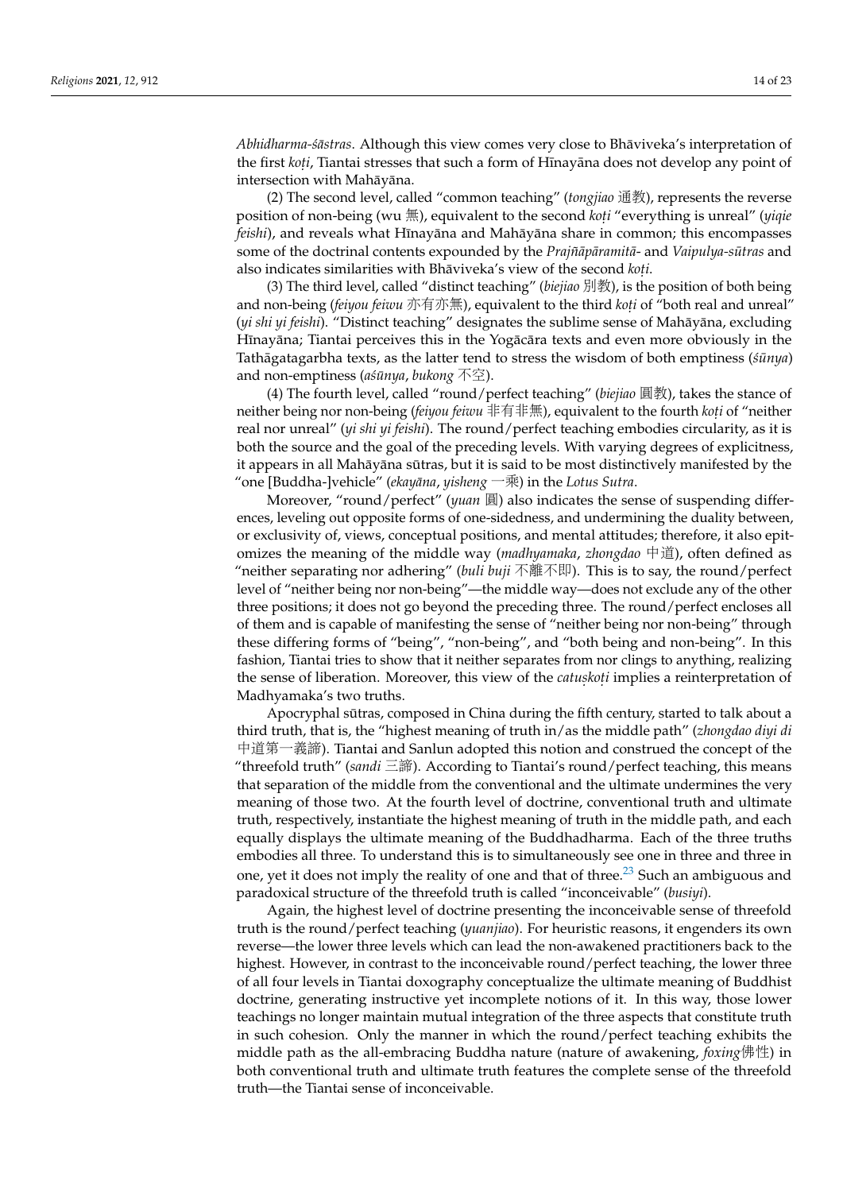*Abhidharma-śāstras*. Although this view comes very close to Bhāviveka's interpretation of the first *koṭi*, Tiantai stresses that such a form of Hīnayāna does not develop any point of intersection with Mahāyāna.

(2) The second level, called "common teaching" (*tongjiao* 通教), represents the reverse position of non-being (wu 無), equivalent to the second *koṭi* "everything is unreal" (*yiqie feishi*), and reveals what Hīnayāna and Mahāyāna share in common; this encompasses some of the doctrinal contents expounded by the *Prajñāpāramitā*- and *Vaipulya-sūtras* and also indicates similarities with Bhāviveka's view of the second *koṭi*.

(3) The third level, called "distinct teaching" (*biejiao* 別教), is the position of both being and non-being (*feiyou feiwu* 亦有亦無), equivalent to the third *koṭi* of "both real and unreal" (*yi shi yi feishi*). "Distinct teaching" designates the sublime sense of Mahāyāna, excluding Hīnayāna; Tiantai perceives this in the Yogācāra texts and even more obviously in the Tathāgatagarbha texts, as the latter tend to stress the wisdom of both emptiness (*śūnya*) and non-emptiness (*aśūnya*, *bukong* 不空).

(4) The fourth level, called "round/perfect teaching" (*biejiao* 圓教), takes the stance of neither being nor non-being (*feiyou feiwu* 非有非無), equivalent to the fourth *koṭi* of "neither real nor unreal" (*yi shi yi feishi*). The round/perfect teaching embodies circularity, as it is both the source and the goal of the preceding levels. With varying degrees of explicitness, it appears in all Mahāyāna sūtras, but it is said to be most distinctively manifested by the "one [Buddha-]vehicle" (*ekayāna*, *yisheng* 一乘) in the *Lotus Sutra*.

Moreover, "round/perfect" (*yuan* 圓) also indicates the sense of suspending differences, leveling out opposite forms of one-sidedness, and undermining the duality between, or exclusivity of, views, conceptual positions, and mental attitudes; therefore, it also epitomizes the meaning of the middle way (*madhyamaka*, *zhongdao* 中道), often defined as "neither separating nor adhering" (*buli buji* 不離不即). This is to say, the round/perfect level of "neither being nor non-being"—the middle way—does not exclude any of the other three positions; it does not go beyond the preceding three. The round/perfect encloses all of them and is capable of manifesting the sense of "neither being nor non-being" through these differing forms of "being", "non-being", and "both being and non-being". In this fashion, Tiantai tries to show that it neither separates from nor clings to anything, realizing the sense of liberation. Moreover, this view of the *catuṣkoṭi* implies a reinterpretation of Madhyamaka's two truths.

Apocryphal sūtras, composed in China during the fifth century, started to talk about a third truth, that is, the "highest meaning of truth in/as the middle path" (*zhongdao diyi di* 中道第一義諦). Tiantai and Sanlun adopted this notion and construed the concept of the "threefold truth" (*sandi* 三諦). According to Tiantai's round/perfect teaching, this means that separation of the middle from the conventional and the ultimate undermines the very meaning of those two. At the fourth level of doctrine, conventional truth and ultimate truth, respectively, instantiate the highest meaning of truth in the middle path, and each equally displays the ultimate meaning of the Buddhadharma. Each of the three truths embodies all three. To understand this is to simultaneously see one in three and three in one, yet it does not imply the reality of one and that of three.[23] Such an ambiguous and paradoxical structure of the threefold truth is called "inconceivable" (*busiyi*).

Again, the highest level of doctrine presenting the inconceivable sense of threefold truth is the round/perfect teaching (*yuanjiao*). For heuristic reasons, it engenders its own reverse—the lower three levels which can lead the non-awakened practitioners back to the highest. However, in contrast to the inconceivable round/perfect teaching, the lower three of all four levels in Tiantai doxography conceptualize the ultimate meaning of Buddhist doctrine, generating instructive yet incomplete notions of it. In this way, those lower teachings no longer maintain mutual integration of the three aspects that constitute truth in such cohesion. Only the manner in which the round/perfect teaching exhibits the middle path as the all-embracing Buddha nature (nature of awakening, *foxing*佛性) in both conventional truth and ultimate truth features the complete sense of the threefold truth—the Tiantai sense of inconceivable.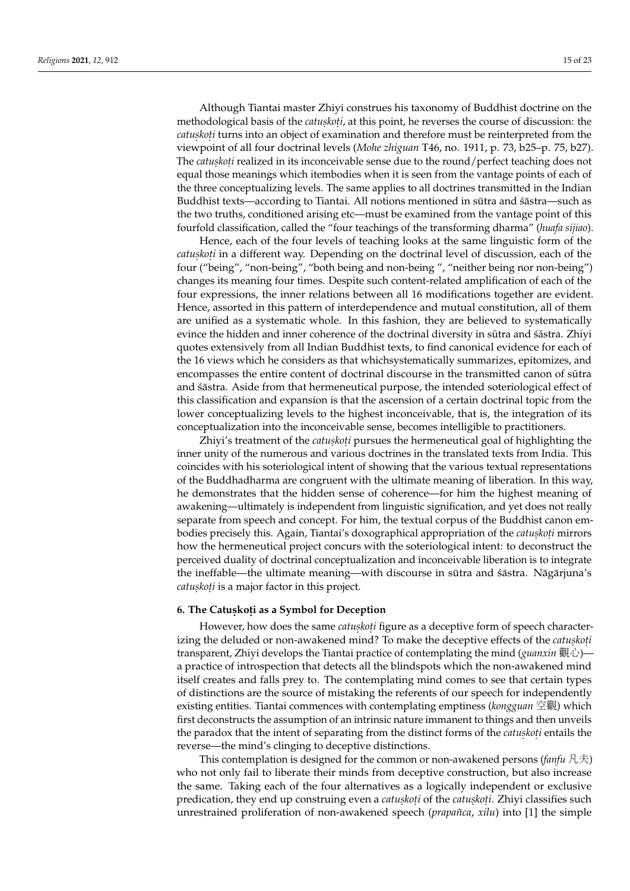Although Tiantai master Zhiyi construes his taxonomy of Buddhist doctrine on the methodological basis of the *catuṣkoṭi*, at this point, he reverses the course of discussion: the *catuṣkoṭi* turns into an object of examination and therefore must be reinterpreted from the viewpoint of all four doctrinal levels (*Mohe zhiguan* T46, no. 1911, p. 73, b25–p. 75, b27). The *catuṣkoṭi* realized in its inconceivable sense due to the round/perfect teaching does not equal those meanings which itembodies when it is seen from the vantage points of each of the three conceptualizing levels. The same applies to all doctrines transmitted in the Indian Buddhist texts—according to Tiantai. All notions mentioned in sūtra and śāstra—such as the two truths, conditioned arising etc—must be examined from the vantage point of this fourfold classification, called the "four teachings of the transforming dharma" (*huafa sijiao*).

Hence, each of the four levels of teaching looks at the same linguistic form of the *catuṣkoṭi* in a different way. Depending on the doctrinal level of discussion, each of the four ("being", "non-being", "both being and non-being ", "neither being nor non-being") changes its meaning four times. Despite such content-related amplification of each of the four expressions, the inner relations between all 16 modifications together are evident. Hence, assorted in this pattern of interdependence and mutual constitution, all of them are unified as a systematic whole. In this fashion, they are believed to systematically evince the hidden and inner coherence of the doctrinal diversity in sūtra and śāstra. Zhiyi quotes extensively from all Indian Buddhist texts, to find canonical evidence for each of the 16 views which he considers as that whichsystematically summarizes, epitomizes, and encompasses the entire content of doctrinal discourse in the transmitted canon of sūtra and śāstra. Aside from that hermeneutical purpose, the intended soteriological effect of this classification and expansion is that the ascension of a certain doctrinal topic from the lower conceptualizing levels to the highest inconceivable, that is, the integration of its conceptualization into the inconceivable sense, becomes intelligible to practitioners.

Zhiyi's treatment of the *catuṣkoṭi* pursues the hermeneutical goal of highlighting the inner unity of the numerous and various doctrines in the translated texts from India. This coincides with his soteriological intent of showing that the various textual representations of the Buddhadharma are congruent with the ultimate meaning of liberation. In this way, he demonstrates that the hidden sense of coherence—for him the highest meaning of awakening—ultimately is independent from linguistic signification, and yet does not really separate from speech and concept. For him, the textual corpus of the Buddhist canon embodies precisely this. Again, Tiantai's doxographical appropriation of the *catuṣkoṭi* mirrors how the hermeneutical project concurs with the soteriological intent: to deconstruct the perceived duality of doctrinal conceptualization and inconceivable liberation is to integrate the ineffable—the ultimate meaning—with discourse in sūtra and śāstra. Nāgārjuna's *catuṣkoṭi* is a major factor in this project.

## 6. The Catuṣkoṭi as a Symbol for Deception

However, how does the same *catuṣkoṭi* figure as a deceptive form of speech characterizing the deluded or non-awakened mind? To make the deceptive effects of the *catuṣkoṭi* transparent, Zhiyi develops the Tiantai practice of contemplating the mind (*guanxin* 觀心)—a practice of introspection that detects all the blindspots which the non-awakened mind itself creates and falls prey to. The contemplating mind comes to see that certain types of distinctions are the source of mistaking the referents of our speech for independently existing entities. Tiantai commences with contemplating emptiness (*kongguan* 空觀) which first deconstructs the assumption of an intrinsic nature immanent to things and then unveils the paradox that the intent of separating from the distinct forms of the *catuṣkoṭi* entails the reverse—the mind's clinging to deceptive distinctions.

This contemplation is designed for the common or non-awakened persons (*fanfu* 凡夫) who not only fail to liberate their minds from deceptive construction, but also increase the same. Taking each of the four alternatives as a logically independent or exclusive predication, they end up construing even a *catuṣkoṭi* of the *catuṣkoṭi*. Zhiyi classifies such unrestrained proliferation of non-awakened speech (*prapañca*, *xilu*) into [1] the simple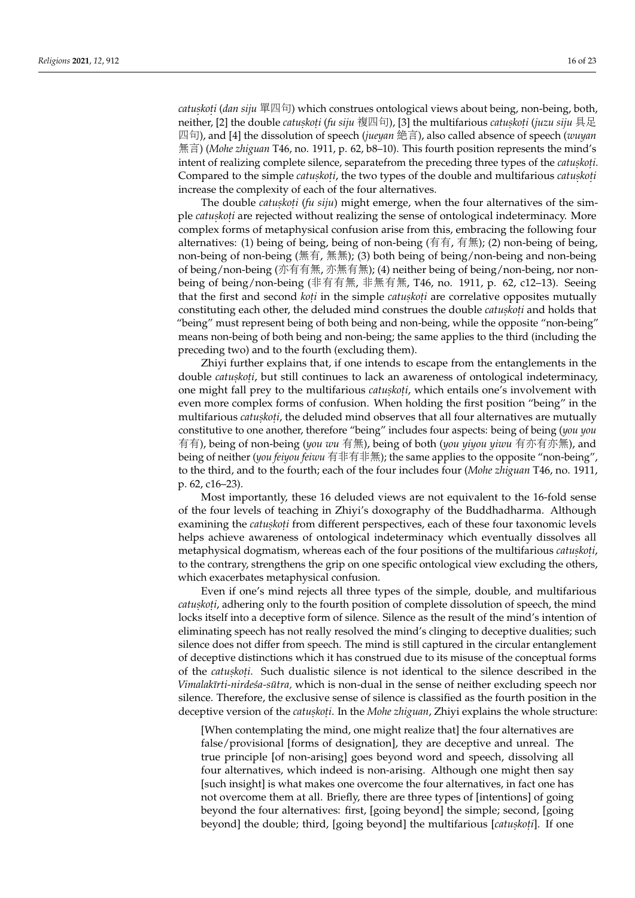*catuṣkoṭi* (*dan siju* 單四句) which construes ontological views about being, non-being, both, neither, [2] the double *catuṣkoṭi* (*fu siju* 複四句), [3] the multifarious *catuṣkoṭi* (*juzu siju* 具足四句), and [4] the dissolution of speech (*jueyan* 絕言), also called absence of speech (*wuyan* 無言) (*Mohe zhiguan* T46, no. 1911, p. 62, b8–10). This fourth position represents the mind's intent of realizing complete silence, separatefrom the preceding three types of the *catuṣkoṭi*. Compared to the simple *catuṣkoṭi*, the two types of the double and multifarious *catuṣkoṭi* increase the complexity of each of the four alternatives.

The double *catuṣkoṭi* (*fu siju*) might emerge, when the four alternatives of the simple *catuṣkoṭi* are rejected without realizing the sense of ontological indeterminacy. More complex forms of metaphysical confusion arise from this, embracing the following four alternatives: (1) being of being, being of non-being (有有, 有無); (2) non-being of being, non-being of non-being (無有, 無無); (3) both being of being/non-being and non-being of being/non-being (亦有有無, 亦無有無); (4) neither being of being/non-being, nor non-being of being/non-being (非有有無, 非無有無, T46, no. 1911, p. 62, c12–13). Seeing that the first and second *koṭi* in the simple *catuṣkoṭi* are correlative opposites mutually constituting each other, the deluded mind construes the double *catuṣkoṭi* and holds that "being" must represent being of both being and non-being, while the opposite "non-being" means non-being of both being and non-being; the same applies to the third (including the preceding two) and to the fourth (excluding them).

Zhiyi further explains that, if one intends to escape from the entanglements in the double *catuṣkoṭi*, but still continues to lack an awareness of ontological indeterminacy, one might fall prey to the multifarious *catuṣkoṭi*, which entails one's involvement with even more complex forms of confusion. When holding the first position "being" in the multifarious *catuṣkoṭi*, the deluded mind observes that all four alternatives are mutually constitutive to one another, therefore "being" includes four aspects: being of being (*you you* 有有), being of non-being (*you wu* 有無), being of both (*you yiyou yiwu* 有亦有亦無), and being of neither (*you feiyou feiwu* 有非有非無); the same applies to the opposite "non-being", to the third, and to the fourth; each of the four includes four (*Mohe zhiguan* T46, no. 1911, p. 62, c16–23).

Most importantly, these 16 deluded views are not equivalent to the 16-fold sense of the four levels of teaching in Zhiyi's doxography of the Buddhadharma. Although examining the *catuṣkoṭi* from different perspectives, each of these four taxonomic levels helps achieve awareness of ontological indeterminacy which eventually dissolves all metaphysical dogmatism, whereas each of the four positions of the multifarious *catuṣkoṭi*, to the contrary, strengthens the grip on one specific ontological view excluding the others, which exacerbates metaphysical confusion.

Even if one's mind rejects all three types of the simple, double, and multifarious *catuṣkoṭi*, adhering only to the fourth position of complete dissolution of speech, the mind locks itself into a deceptive form of silence. Silence as the result of the mind's intention of eliminating speech has not really resolved the mind's clinging to deceptive dualities; such silence does not differ from speech. The mind is still captured in the circular entanglement of deceptive distinctions which it has construed due to its misuse of the conceptual forms of the *catuṣkoṭi*. Such dualistic silence is not identical to the silence described in the *Vimalakīrti-nirdeśa-sūtra*, which is non-dual in the sense of neither excluding speech nor silence. Therefore, the exclusive sense of silence is classified as the fourth position in the deceptive version of the *catuṣkoṭi*. In the *Mohe zhiguan*, Zhiyi explains the whole structure:

> [When contemplating the mind, one might realize that] the four alternatives are false/provisional [forms of designation], they are deceptive and unreal. The true principle [of non-arising] goes beyond word and speech, dissolving all four alternatives, which indeed is non-arising. Although one might then say [such insight] is what makes one overcome the four alternatives, in fact one has not overcome them at all. Briefly, there are three types of [intentions] of going beyond the four alternatives: first, [going beyond] the simple; second, [going beyond] the double; third, [going beyond] the multifarious [*catuṣkoṭi*]. If one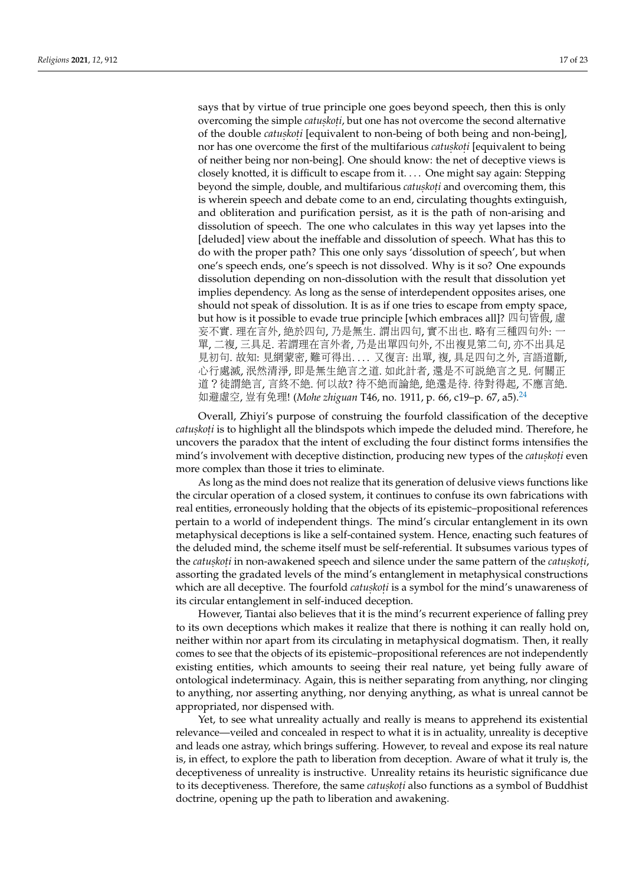says that by virtue of true principle one goes beyond speech, then this is only overcoming the simple *catuṣkoṭi*, but one has not overcome the second alternative of the double *catuṣkoṭi* [equivalent to non-being of both being and non-being], nor has one overcome the first of the multifarious *catuṣkoṭi* [equivalent to being of neither being nor non-being]. One should know: the net of deceptive views is closely knotted, it is difficult to escape from it. . . . One might say again: Stepping beyond the simple, double, and multifarious *catuṣkoṭi* and overcoming them, this is wherein speech and debate come to an end, circulating thoughts extinguish, and obliteration and purification persist, as it is the path of non-arising and dissolution of speech. The one who calculates in this way yet lapses into the [deluded] view about the ineffable and dissolution of speech. What has this to do with the proper path? This one only says 'dissolution of speech', but when one's speech ends, one's speech is not dissolved. Why is it so? One expounds dissolution depending on non-dissolution with the result that dissolution yet implies dependency. As long as the sense of interdependent opposites arises, one should not speak of dissolution. It is as if one tries to escape from empty space, but how is it possible to evade true principle [which embraces all]? 四句皆假, 虛妄不實. 理在言外, 絕於四句, 乃是無生. 謂出四句, 實不出也. 略有三種四句外: 一單, 二複, 三具足. 若謂理在言外者, 乃是出單四句外, 不出復見第二句, 亦不出具足見初句. 故知: 見網蒙密, 難可得出. . . . 又復言: 出單, 複, 具足四句之外, 言語道斷, 心行處滅, 泯然清淨, 即是無生絕言之道. 如此計者, 還是不可説絕言之見. 何關正道？徒謂絕言, 言終不絕. 何以故? 待不絕而論絕, 絕還是待. 待對得起, 不應言絕. 如避虛空, 豈有免理! (*Mohe zhiguan* T46, no. 1911, p. 66, c19–p. 67, a5).[24]

Overall, Zhiyi's purpose of construing the fourfold classification of the deceptive *catuṣkoṭi* is to highlight all the blindspots which impede the deluded mind. Therefore, he uncovers the paradox that the intent of excluding the four distinct forms intensifies the mind's involvement with deceptive distinction, producing new types of the *catuṣkoṭi* even more complex than those it tries to eliminate.

As long as the mind does not realize that its generation of delusive views functions like the circular operation of a closed system, it continues to confuse its own fabrications with real entities, erroneously holding that the objects of its epistemic–propositional references pertain to a world of independent things. The mind's circular entanglement in its own metaphysical deceptions is like a self-contained system. Hence, enacting such features of the deluded mind, the scheme itself must be self-referential. It subsumes various types of the *catuṣkoṭi* in non-awakened speech and silence under the same pattern of the *catuṣkoṭi*, assorting the gradated levels of the mind's entanglement in metaphysical constructions which are all deceptive. The fourfold *catuṣkoṭi* is a symbol for the mind's unawareness of its circular entanglement in self-induced deception.

However, Tiantai also believes that it is the mind's recurrent experience of falling prey to its own deceptions which makes it realize that there is nothing it can really hold on, neither within nor apart from its circulating in metaphysical dogmatism. Then, it really comes to see that the objects of its epistemic–propositional references are not independently existing entities, which amounts to seeing their real nature, yet being fully aware of ontological indeterminacy. Again, this is neither separating from anything, nor clinging to anything, nor asserting anything, nor denying anything, as what is unreal cannot be appropriated, nor dispensed with.

Yet, to see what unreality actually and really is means to apprehend its existential relevance—veiled and concealed in respect to what it is in actuality, unreality is deceptive and leads one astray, which brings suffering. However, to reveal and expose its real nature is, in effect, to explore the path to liberation from deception. Aware of what it truly is, the deceptiveness of unreality is instructive. Unreality retains its heuristic significance due to its deceptiveness. Therefore, the same *catuṣkoṭi* also functions as a symbol of Buddhist doctrine, opening up the path to liberation and awakening.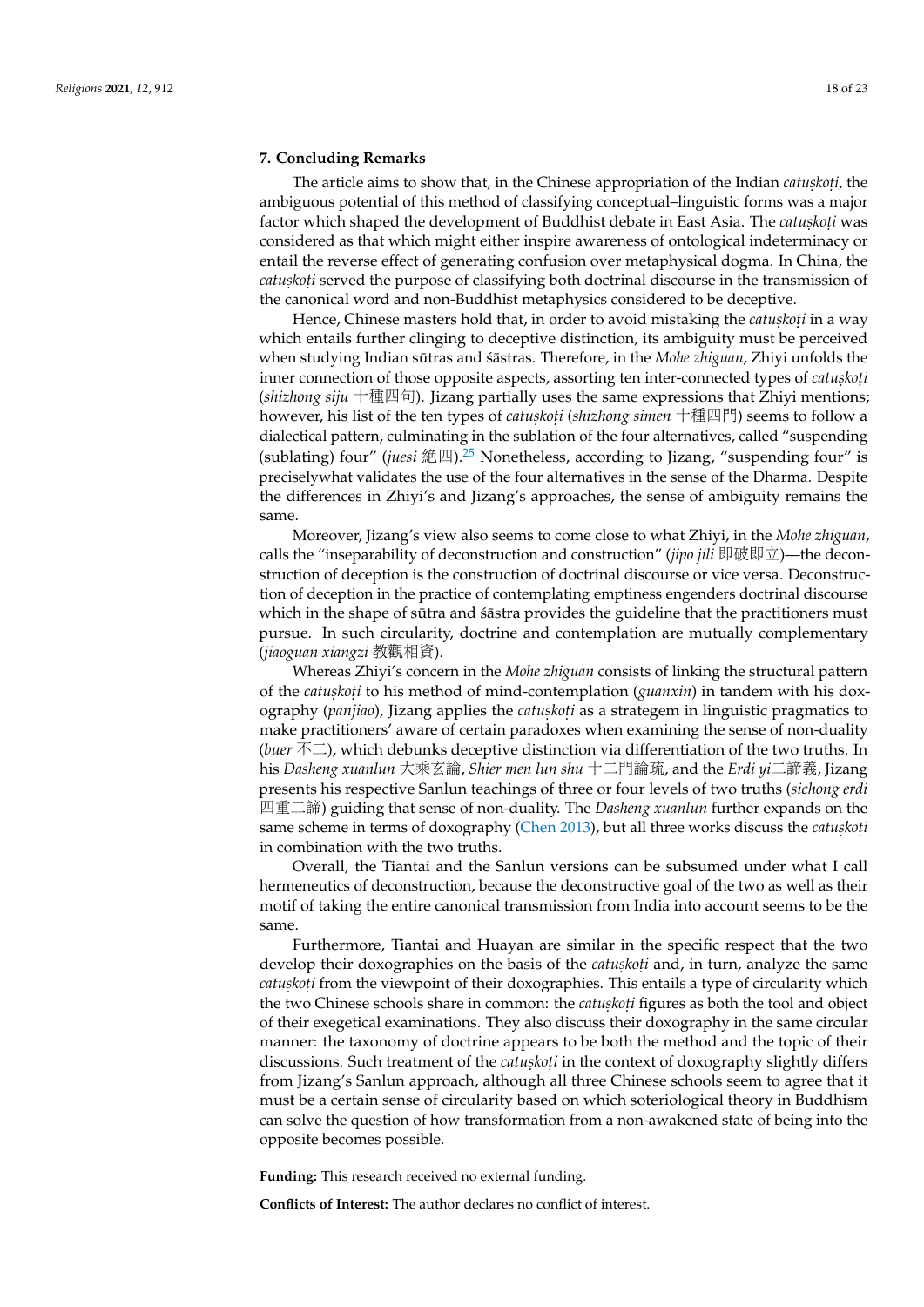## 7. Concluding Remarks

The article aims to show that, in the Chinese appropriation of the Indian *catuṣkoṭi*, the ambiguous potential of this method of classifying conceptual–linguistic forms was a major factor which shaped the development of Buddhist debate in East Asia. The *catuṣkoṭi* was considered as that which might either inspire awareness of ontological indeterminacy or entail the reverse effect of generating confusion over metaphysical dogma. In China, the *catuṣkoṭi* served the purpose of classifying both doctrinal discourse in the transmission of the canonical word and non-Buddhist metaphysics considered to be deceptive.

Hence, Chinese masters hold that, in order to avoid mistaking the *catuṣkoṭi* in a way which entails further clinging to deceptive distinction, its ambiguity must be perceived when studying Indian sūtras and śāstras. Therefore, in the *Mohe zhiguan*, Zhiyi unfolds the inner connection of those opposite aspects, assorting ten inter-connected types of *catuṣkoṭi* (*shizhong siju* 十種四句). Jizang partially uses the same expressions that Zhiyi mentions; however, his list of the ten types of *catuṣkoṭi* (*shizhong simen* 十種四門) seems to follow a dialectical pattern, culminating in the sublation of the four alternatives, called “suspending (sublating) four” (*juesi* 絶四).[25] Nonetheless, according to Jizang, “suspending four” is preciselywhat validates the use of the four alternatives in the sense of the Dharma. Despite the differences in Zhiyi’s and Jizang’s approaches, the sense of ambiguity remains the same.

Moreover, Jizang’s view also seems to come close to what Zhiyi, in the *Mohe zhiguan*, calls the “inseparability of deconstruction and construction” (*jipo jili* 即破即立)—the deconstruction of deception is the construction of doctrinal discourse or vice versa. Deconstruction of deception in the practice of contemplating emptiness engenders doctrinal discourse which in the shape of sūtra and śāstra provides the guideline that the practitioners must pursue. In such circularity, doctrine and contemplation are mutually complementary (*jiaoguan xiangzi* 教觀相資).

Whereas Zhiyi’s concern in the *Mohe zhiguan* consists of linking the structural pattern of the *catuṣkoṭi* to his method of mind-contemplation (*guanxin*) in tandem with his doxography (*panjiao*), Jizang applies the *catuṣkoṭi* as a strategem in linguistic pragmatics to make practitioners’ aware of certain paradoxes when examining the sense of non-duality (*buer* 不二), which debunks deceptive distinction via differentiation of the two truths. In his *Dasheng xuanlun* 大乘玄論, *Shier men lun shu* 十二門論疏, and the *Erdi yi*二諦義, Jizang presents his respective Sanlun teachings of three or four levels of two truths (*sichong erdi* 四重二諦) guiding that sense of non-duality. The *Dasheng xuanlun* further expands on the same scheme in terms of doxography (Chen 2013), but all three works discuss the *catuṣkoṭi* in combination with the two truths.

Overall, the Tiantai and the Sanlun versions can be subsumed under what I call hermeneutics of deconstruction, because the deconstructive goal of the two as well as their motif of taking the entire canonical transmission from India into account seems to be the same.

Furthermore, Tiantai and Huayan are similar in the specific respect that the two develop their doxographies on the basis of the *catuṣkoṭi* and, in turn, analyze the same *catuṣkoṭi* from the viewpoint of their doxographies. This entails a type of circularity which the two Chinese schools share in common: the *catuṣkoṭi* figures as both the tool and object of their exegetical examinations. They also discuss their doxography in the same circular manner: the taxonomy of doctrine appears to be both the method and the topic of their discussions. Such treatment of the *catuṣkoṭi* in the context of doxography slightly differs from Jizang’s Sanlun approach, although all three Chinese schools seem to agree that it must be a certain sense of circularity based on which soteriological theory in Buddhism can solve the question of how transformation from a non-awakened state of being into the opposite becomes possible.

**Funding:** This research received no external funding.

**Conflicts of Interest:** The author declares no conflict of interest.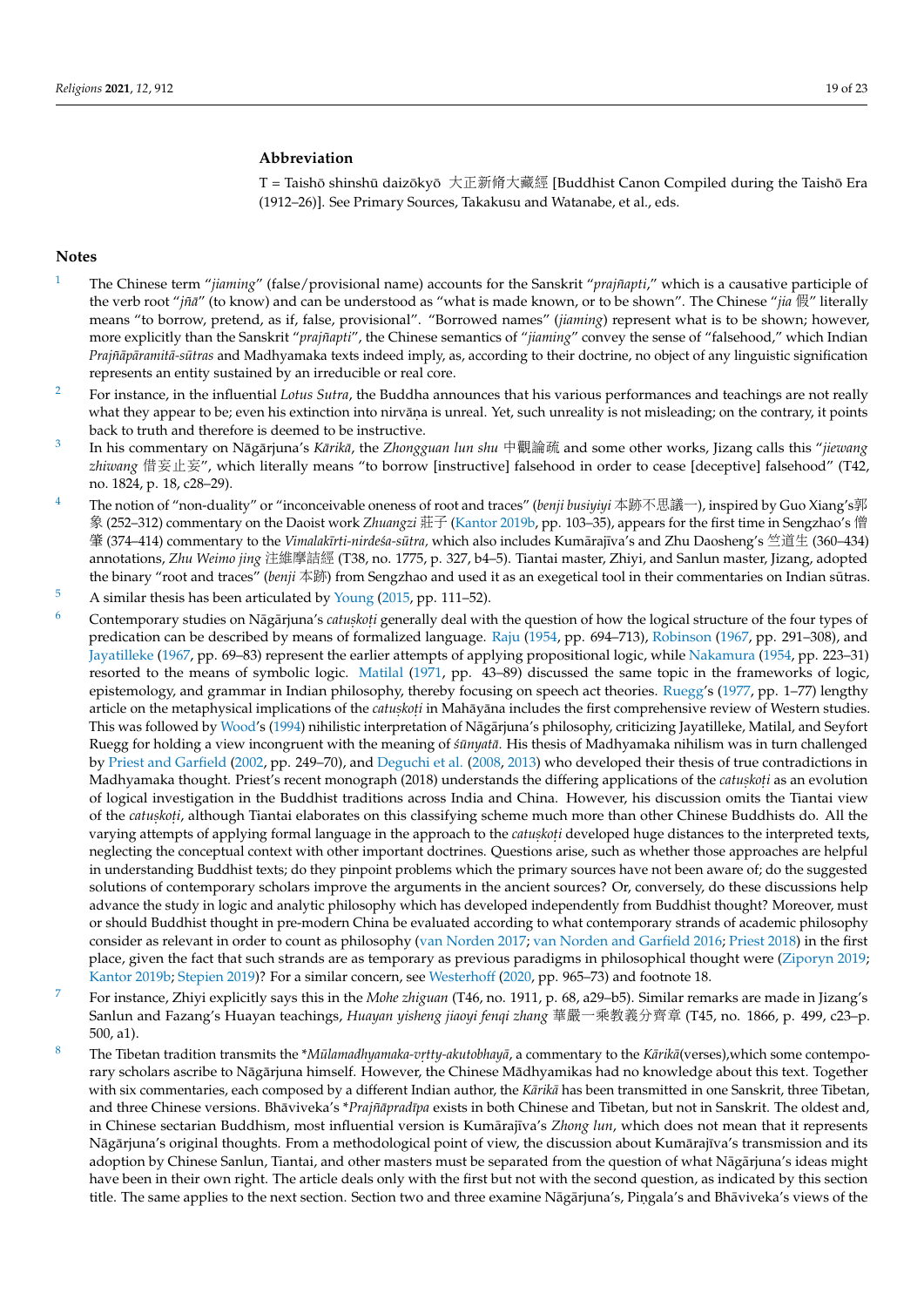## Abbreviation

T = Taishō shinshū daizōkyō 大正新脩大藏經 [Buddhist Canon Compiled during the Taishō Era (1912–26)]. See Primary Sources, Takakusu and Watanabe, et al., eds.

## Notes

1. The Chinese term "*jiaming*" (false/provisional name) accounts for the Sanskrit "*prajñapti*," which is a causative participle of the verb root "*jñā*" (to know) and can be understood as "what is made known, or to be shown". The Chinese "*jia* 假" literally means "to borrow, pretend, as if, false, provisional". "Borrowed names" (*jiaming*) represent what is to be shown; however, more explicitly than the Sanskrit "*prajñapti*", the Chinese semantics of "*jiaming*" convey the sense of "falsehood," which Indian *Prajñāpāramitā-sūtras* and Madhyamaka texts indeed imply, as, according to their doctrine, no object of any linguistic signification represents an entity sustained by an irreducible or real core.

2. For instance, in the influential *Lotus Sutra*, the Buddha announces that his various performances and teachings are not really what they appear to be; even his extinction into nirvāṇa is unreal. Yet, such unreality is not misleading; on the contrary, it points back to truth and therefore is deemed to be instructive.

3. In his commentary on Nāgārjuna's *Kārikā*, the *Zhongguan lun shu* 中觀論疏 and some other works, Jizang calls this "*jiewang zhiwang* 借妄止妄", which literally means "to borrow [instructive] falsehood in order to cease [deceptive] falsehood" (T42, no. 1824, p. 18, c28–29).

4. The notion of "non-duality" or "inconceivable oneness of root and traces" (*benji busiyiyi* 本跡不思議一), inspired by Guo Xiang's郭象 (252–312) commentary on the Daoist work *Zhuangzi* 莊子 (Kantor 2019b, pp. 103–35), appears for the first time in Sengzhao's 僧肇 (374–414) commentary to the *Vimalakīrti-nirdeśa-sūtra,* which also includes Kumārajīva's and Zhu Daosheng's 竺道生 (360–434) annotations, *Zhu Weimo jing* 注維摩詰經 (T38, no. 1775, p. 327, b4–5). Tiantai master, Zhiyi, and Sanlun master, Jizang, adopted the binary "root and traces" (*benji* 本跡) from Sengzhao and used it as an exegetical tool in their commentaries on Indian sūtras.

5. A similar thesis has been articulated by Young (2015, pp. 111–52).

6. Contemporary studies on Nāgārjuna's *catuṣkoṭi* generally deal with the question of how the logical structure of the four types of predication can be described by means of formalized language. Raju (1954, pp. 694–713), Robinson (1967, pp. 291–308), and Jayatilleke (1967, pp. 69–83) represent the earlier attempts of applying propositional logic, while Nakamura (1954, pp. 223–31) resorted to the means of symbolic logic. Matilal (1971, pp. 43–89) discussed the same topic in the frameworks of logic, epistemology, and grammar in Indian philosophy, thereby focusing on speech act theories. Ruegg's (1977, pp. 1–77) lengthy article on the metaphysical implications of the *catuṣkoṭi* in Mahāyāna includes the first comprehensive review of Western studies. This was followed by Wood's (1994) nihilistic interpretation of Nāgārjuna's philosophy, criticizing Jayatilleke, Matilal, and Seyfort Ruegg for holding a view incongruent with the meaning of *śūnyatā*. His thesis of Madhyamaka nihilism was in turn challenged by Priest and Garfield (2002, pp. 249–70), and Deguchi et al. (2008, 2013) who developed their thesis of true contradictions in Madhyamaka thought. Priest's recent monograph (2018) understands the differing applications of the *catuṣkoṭi* as an evolution of logical investigation in the Buddhist traditions across India and China. However, his discussion omits the Tiantai view of the *catuṣkoṭi*, although Tiantai elaborates on this classifying scheme much more than other Chinese Buddhists do. All the varying attempts of applying formal language in the approach to the *catuṣkoṭi* developed huge distances to the interpreted texts, neglecting the conceptual context with other important doctrines. Questions arise, such as whether those approaches are helpful in understanding Buddhist texts; do they pinpoint problems which the primary sources have not been aware of; do the suggested solutions of contemporary scholars improve the arguments in the ancient sources? Or, conversely, do these discussions help advance the study in logic and analytic philosophy which has developed independently from Buddhist thought? Moreover, must or should Buddhist thought in pre-modern China be evaluated according to what contemporary strands of academic philosophy consider as relevant in order to count as philosophy (van Norden 2017; van Norden and Garfield 2016; Priest 2018) in the first place, given the fact that such strands are as temporary as previous paradigms in philosophical thought were (Ziporyn 2019; Kantor 2019b; Stepien 2019)? For a similar concern, see Westerhoff (2020, pp. 965–73) and footnote 18.

7. For instance, Zhiyi explicitly says this in the *Mohe zhiguan* (T46, no. 1911, p. 68, a29–b5). Similar remarks are made in Jizang's Sanlun and Fazang's Huayan teachings, *Huayan yisheng jiaoyi fenqi zhang* 華嚴一乘教義分齊章 (T45, no. 1866, p. 499, c23–p. 500, a1).

8. The Tibetan tradition transmits the \**Mūlamadhyamaka-vṛtty-akutobhayā*, a commentary to the *Kārikā*(verses),which some contemporary scholars ascribe to Nāgārjuna himself. However, the Chinese Mādhyamikas had no knowledge about this text. Together with six commentaries, each composed by a different Indian author, the *Kārikā* has been transmitted in one Sanskrit, three Tibetan, and three Chinese versions. Bhāviveka's \**Prajñāpradīpa* exists in both Chinese and Tibetan, but not in Sanskrit. The oldest and, in Chinese sectarian Buddhism, most influential version is Kumārajīva's *Zhong lun*, which does not mean that it represents Nāgārjuna's original thoughts. From a methodological point of view, the discussion about Kumārajīva's transmission and its adoption by Chinese Sanlun, Tiantai, and other masters must be separated from the question of what Nāgārjuna's ideas might have been in their own right. The article deals only with the first but not with the second question, as indicated by this section title. The same applies to the next section. Section two and three examine Nāgārjuna's, Piṅgala's and Bhāviveka's views of the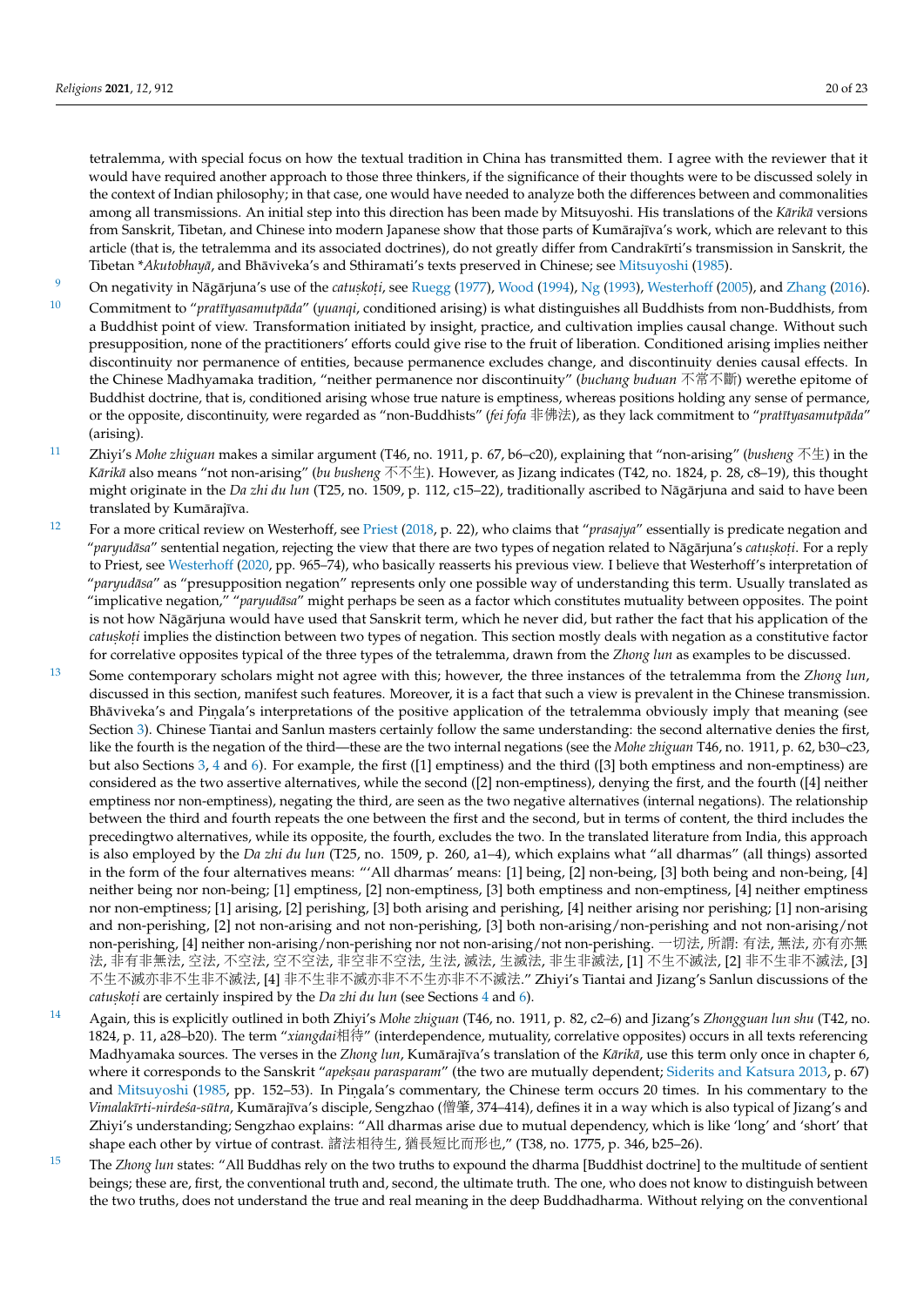tetralemma, with special focus on how the textual tradition in China has transmitted them. I agree with the reviewer that it would have required another approach to those three thinkers, if the significance of their thoughts were to be discussed solely in the context of Indian philosophy; in that case, one would have needed to analyze both the differences between and commonalities among all transmissions. An initial step into this direction has been made by Mitsuyoshi. His translations of the *Kārikā* versions from Sanskrit, Tibetan, and Chinese into modern Japanese show that those parts of Kumārajīva's work, which are relevant to this article (that is, the tetralemma and its associated doctrines), do not greatly differ from Candrakīrti's transmission in Sanskrit, the Tibetan *\*Akutobhayā*, and Bhāviveka's and Sthiramati's texts preserved in Chinese; see Mitsuyoshi (1985).

9 On negativity in Nāgārjuna's use of the *catuṣkoṭi*, see Ruegg (1977), Wood (1994), Ng (1993), Westerhoff (2005), and Zhang (2016).

10 Commitment to "*pratītyasamutpāda*" (*yuanqi*, conditioned arising) is what distinguishes all Buddhists from non-Buddhists, from a Buddhist point of view. Transformation initiated by insight, practice, and cultivation implies causal change. Without such presupposition, none of the practitioners' efforts could give rise to the fruit of liberation. Conditioned arising implies neither discontinuity nor permanence of entities, because permanence excludes change, and discontinuity denies causal effects. In the Chinese Madhyamaka tradition, "neither permanence nor discontinuity" (*buchang buduan* 不常不斷) werethe epitome of Buddhist doctrine, that is, conditioned arising whose true nature is emptiness, whereas positions holding any sense of permanence, or the opposite, discontinuity, were regarded as "non-Buddhists" (*fei fofa* 非佛法), as they lack commitment to "*pratītyasamutpāda*" (arising).

11 Zhiyi's *Mohe zhiguan* makes a similar argument (T46, no. 1911, p. 67, b6–c20), explaining that "non-arising" (*busheng* 不生) in the *Kārikā* also means "not non-arising" (*bu busheng* 不不生). However, as Jizang indicates (T42, no. 1824, p. 28, c8–19), this thought might originate in the *Da zhi du lun* (T25, no. 1509, p. 112, c15–22), traditionally ascribed to Nāgārjuna and said to have been translated by Kumārajīva.

12 For a more critical review on Westerhoff, see Priest (2018, p. 22), who claims that "*prasajya*" essentially is predicate negation and "*paryudāsa*" sentential negation, rejecting the view that there are two types of negation related to Nāgārjuna's *catuṣkoṭi*. For a reply to Priest, see Westerhoff (2020, pp. 965–74), who basically reasserts his previous view. I believe that Westerhoff's interpretation of "*paryudāsa*" as "presupposition negation" represents only one possible way of understanding this term. Usually translated as "implicative negation," "*paryudāsa*" might perhaps be seen as a factor which constitutes mutuality between opposites. The point is not how Nāgārjuna would have used that Sanskrit term, which he never did, but rather the fact that his application of the *catuṣkoṭi* implies the distinction between two types of negation. This section mostly deals with negation as a constitutive factor for correlative opposites typical of the three types of the tetralemma, drawn from the *Zhong lun* as examples to be discussed.

13 Some contemporary scholars might not agree with this; however, the three instances of the tetralemma from the *Zhong lun*, discussed in this section, manifest such features. Moreover, it is a fact that such a view is prevalent in the Chinese transmission. Bhāviveka's and Piṅgala's interpretations of the positive application of the tetralemma obviously imply that meaning (see Section 3). Chinese Tiantai and Sanlun masters certainly follow the same understanding: the second alternative denies the first, like the fourth is the negation of the third—these are the two internal negations (see the *Mohe zhiguan* T46, no. 1911, p. 62, b30–c23, but also Sections 3, 4 and 6). For example, the first ([1] emptiness) and the third ([3] both emptiness and non-emptiness) are considered as the two assertive alternatives, while the second ([2] non-emptiness), denying the first, and the fourth ([4] neither emptiness nor non-emptiness), negating the third, are seen as the two negative alternatives (internal negations). The relationship between the third and fourth repeats the one between the first and the second, but in terms of content, the third includes the precedingtwo alternatives, while its opposite, the fourth, excludes the two. In the translated literature from India, this approach is also employed by the *Da zhi du lun* (T25, no. 1509, p. 260, a1–4), which explains what "all dharmas" (all things) assorted in the form of the four alternatives means: "'All dharmas' means: [1] being, [2] non-being, [3] both being and non-being, [4] neither being nor non-being; [1] emptiness, [2] non-emptiness, [3] both emptiness and non-emptiness, [4] neither emptiness nor non-emptiness; [1] arising, [2] perishing, [3] both arising and perishing, [4] neither arising nor perishing; [1] non-arising and non-perishing, [2] not non-arising and not non-perishing, [3] both non-arising/non-perishing and not non-arising/not non-perishing, [4] neither non-arising/non-perishing nor not non-arising/not non-perishing. 一切法, 所謂: 有法, 無法, 亦有亦無法, 非有非無法, 空法, 不空法, 空不空法, 非空非不空法, 生法, 滅法, 生滅法, 非生非滅法, [1] 不生不滅法, [2] 非不生非不滅法, [3] 不生不滅亦非不生非不滅法, [4] 非不生非不滅亦非不不生亦非不不滅法." Zhiyi's Tiantai and Jizang's Sanlun discussions of the *catuṣkoṭi* are certainly inspired by the *Da zhi du lun* (see Sections 4 and 6).

14 Again, this is explicitly outlined in both Zhiyi's *Mohe zhiguan* (T46, no. 1911, p. 82, c2–6) and Jizang's *Zhongguan lun shu* (T42, no. 1824, p. 11, a28–b20). The term "*xiangdai*相待" (interdependence, mutuality, correlative opposites) occurs in all texts referencing Madhyamaka sources. The verses in the *Zhong lun*, Kumārajīva's translation of the *Kārikā*, use this term only once in chapter 6, where it corresponds to the Sanskrit "*apekṣau parasparam*" (the two are mutually dependent; Siderits and Katsura 2013, p. 67) and Mitsuyoshi (1985, pp. 152–53). In Piṅgala's commentary, the Chinese term occurs 20 times. In his commentary to the *Vimalakīrti-nirdeśa-sūtra*, Kumārajīva's disciple, Sengzhao (僧肇, 374–414), defines it in a way which is also typical of Jizang's and Zhiyi's understanding; Sengzhao explains: "All dharmas arise due to mutual dependency, which is like 'long' and 'short' that shape each other by virtue of contrast. 諸法相待生, 猶長短比而形也," (T38, no. 1775, p. 346, b25–26).

15 The *Zhong lun* states: "All Buddhas rely on the two truths to expound the dharma [Buddhist doctrine] to the multitude of sentient beings; these are, first, the conventional truth and, second, the ultimate truth. The one, who does not know to distinguish between the two truths, does not understand the true and real meaning in the deep Buddhadharma. Without relying on the conventional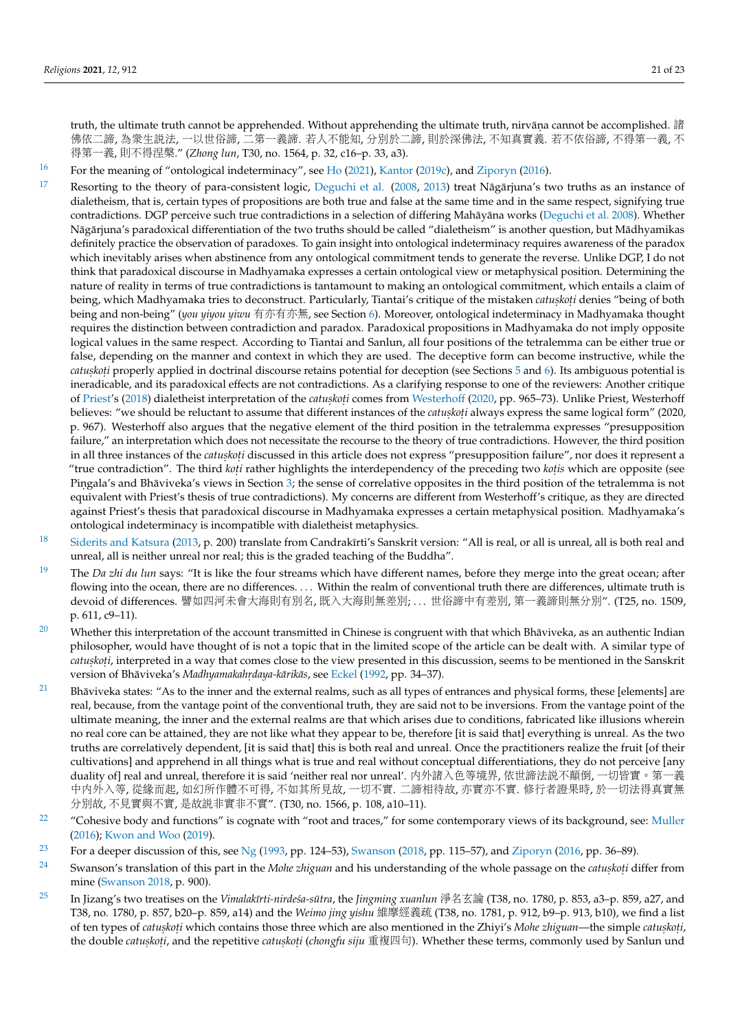truth, the ultimate truth cannot be apprehended. Without apprehending the ultimate truth, nirvāṇa cannot be accomplished. 諸佛依二諦, 為衆生説法, 一以世俗諦, 二第一義諦. 若人不能知, 分別於二諦, 則於深佛法, 不知真實義. 若不依俗諦, 不得第一義, 不得第一義, 則不得涅槃." (*Zhong lun*, T30, no. 1564, p. 32, c16–p. 33, a3).

16 For the meaning of "ontological indeterminacy", see Ho (2021), Kantor (2019c), and Ziporyn (2016).

17 Resorting to the theory of para-consistent logic, Deguchi et al. (2008, 2013) treat Nāgārjuna's two truths as an instance of dialetheism, that is, certain types of propositions are both true and false at the same time and in the same respect, signifying true contradictions. DGP perceive such true contradictions in a selection of differing Mahāyāna works (Deguchi et al. 2008). Whether Nāgārjuna's paradoxical differentiation of the two truths should be called "dialetheism" is another question, but Mādhyamikas definitely practice the observation of paradoxes. To gain insight into ontological indeterminacy requires awareness of the paradox which inevitably arises when abstinence from any ontological commitment tends to generate the reverse. Unlike DGP, I do not think that paradoxical discourse in Madhyamaka expresses a certain ontological view or metaphysical position. Determining the nature of reality in terms of true contradictions is tantamount to making an ontological commitment, which entails a claim of being, which Madhyamaka tries to deconstruct. Particularly, Tiantai's critique of the mistaken *catuṣkoṭi* denies "being of both being and non-being" (*you yiyou yiwu* 有亦有亦無, see Section 6). Moreover, ontological indeterminacy in Madhyamaka thought requires the distinction between contradiction and paradox. Paradoxical propositions in Madhyamaka do not imply opposite logical values in the same respect. According to Tiantai and Sanlun, all four positions of the tetralemma can be either true or false, depending on the manner and context in which they are used. The deceptive form can become instructive, while the *catuṣkoṭi* properly applied in doctrinal discourse retains potential for deception (see Sections 5 and 6). Its ambiguous potential is ineradicable, and its paradoxical effects are not contradictions. As a clarifying response to one of the reviewers: Another critique of Priest's (2018) dialetheist interpretation of the *catuṣkoṭi* comes from Westerhoff (2020, pp. 965–73). Unlike Priest, Westerhoff believes: "we should be reluctant to assume that different instances of the *catuṣkoṭi* always express the same logical form" (2020, p. 967). Westerhoff also argues that the negative element of the third position in the tetralemma expresses "presupposition failure," an interpretation which does not necessitate the recourse to the theory of true contradictions. However, the third position in all three instances of the *catuṣkoṭi* discussed in this article does not express "presupposition failure", nor does it represent a "true contradiction". The third *koṭi* rather highlights the interdependency of the preceding two *koṭis* which are opposite (see Piṅgala's and Bhāviveka's views in Section 3; the sense of correlative opposites in the third position of the tetralemma is not equivalent with Priest's thesis of true contradictions). My concerns are different from Westerhoff's critique, as they are directed against Priest's thesis that paradoxical discourse in Madhyamaka expresses a certain metaphysical position. Madhyamaka's ontological indeterminacy is incompatible with dialetheist metaphysics.

18 Siderits and Katsura (2013, p. 200) translate from Candrakīrti's Sanskrit version: "All is real, or all is unreal, all is both real and unreal, all is neither unreal nor real; this is the graded teaching of the Buddha".

19 The *Da zhi du lun* says: "It is like the four streams which have different names, before they merge into the great ocean; after flowing into the ocean, there are no differences. ... Within the realm of conventional truth there are differences, ultimate truth is devoid of differences. 譬如四河未會大海則有別名, 既入大海則無差別; ... 世俗諦中有差別, 第一義諦則無分別". (T25, no. 1509, p. 611, c9–11).

20 Whether this interpretation of the account transmitted in Chinese is congruent with that which Bhāviveka, as an authentic Indian philosopher, would have thought of is not a topic that in the limited scope of the article can be dealt with. A similar type of *catuṣkoṭi*, interpreted in a way that comes close to the view presented in this discussion, seems to be mentioned in the Sanskrit version of Bhāviveka's *Madhyamakahṛdaya-kārikās*, see Eckel (1992, pp. 34–37).

21 Bhāviveka states: "As to the inner and the external realms, such as all types of entrances and physical forms, these [elements] are real, because, from the vantage point of the conventional truth, they are said not to be inversions. From the vantage point of the ultimate meaning, the inner and the external realms are that which arises due to conditions, fabricated like illusions wherein no real core can be attained, they are not like what they appear to be, therefore [it is said that] everything is unreal. As the two truths are correlatively dependent, [it is said that] this is both real and unreal. Once the practitioners realize the fruit [of their cultivations] and apprehend in all things what is true and real without conceptual differentiations, they do not perceive [any duality of] real and unreal, therefore it is said 'neither real nor unreal'. 內外諸入色等境界, 依世諦法説不顛倒, 一切皆實。第一義中內外入等, 從緣而起, 如幻所作體不可得, 不如其所見故, 一切不實. 二諦相待故, 亦實亦不實. 修行者證果時, 於一切法得真實無分別故, 不見實與不實, 是故説非實非不實". (T30, no. 1566, p. 108, a10–11).

22 "Cohesive body and functions" is cognate with "root and traces," for some contemporary views of its background, see: Muller (2016); Kwon and Woo (2019).

23 For a deeper discussion of this, see Ng (1993, pp. 124–53), Swanson (2018, pp. 115–57), and Ziporyn (2016, pp. 36–89).

24 Swanson's translation of this part in the *Mohe zhiguan* and his understanding of the whole passage on the *catuṣkoṭi* differ from mine (Swanson 2018, p. 900).

25 In Jizang's two treatises on the *Vimalakīrti-nirdeśa-sūtra*, the *Jingming xuanlun* 淨名玄論 (T38, no. 1780, p. 853, a3–p. 859, a27, and T38, no. 1780, p. 857, b20–p. 859, a14) and the *Weimo jing yishu* 維摩經義疏 (T38, no. 1781, p. 912, b9–p. 913, b10), we find a list of ten types of *catuṣkoṭi* which contains those three which are also mentioned in the Zhiyi's *Mohe zhiguan*—the simple *catuṣkoṭi*, the double *catuṣkoṭi*, and the repetitive *catuṣkoṭi* (*chongfu siju* 重複四句). Whether these terms, commonly used by Sanlun und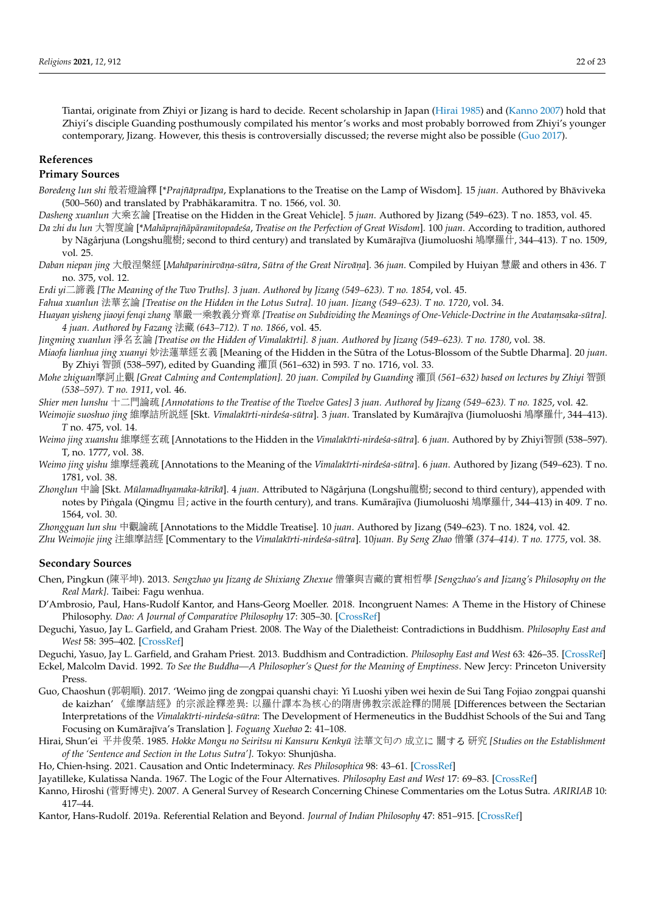Tiantai, originate from Zhiyi or Jizang is hard to decide. Recent scholarship in Japan (Hirai 1985) and (Kanno 2007) hold that Zhiyi's disciple Guanding posthumously compiled his mentor's works and most probably borrowed from Zhiyi's younger contemporary, Jizang. However, this thesis is controversially discussed; the reverse might also be possible (Guo 2017).

## References

### Primary Sources

*Boredeng lun shi* 般若燈論釋 [**Prajñāpradīpa*, Explanations to the Treatise on the Lamp of Wisdom]. 15 *juan*. Authored by Bhāviveka (500–560) and translated by Prabhākaramitra. T no. 1566, vol. 30.

*Dasheng xuanlun* 大乘玄論 [Treatise on the Hidden in the Great Vehicle]. 5 *juan*. Authored by Jizang (549–623). T no. 1853, vol. 45.

*Da zhi du lun* 大智度論 [**Mahāprajñāpāramitopadeśa*, *Treatise on the Perfection of Great Wisdom*]. 100 *juan*. According to tradition, authored by Nāgârjuna (Longshu龍樹; second to third century) and translated by Kumārajīva (Jiumoluoshi 鳩摩羅什, 344–413). *T* no. 1509, vol. 25.

*Daban niepan jing* 大般涅槃經 [*Mahāparinirvāṇa-sūtra*, *Sūtra of the Great Nirvāṇa*]. 36 *juan*. Compiled by Huiyan 慧嚴 and others in 436. *T* no. 375, vol. 12.

*Erdi yi*二諦義 *[The Meaning of the Two Truths]. 3 juan. Authored by Jizang (549–623). T no. 1854*, vol. 45.

*Fahua xuanlun* 法華玄論 *[Treatise on the Hidden in the Lotus Sutra]. 10 juan. Jizang (549–623). T no. 1720*, vol. 34.

*Huayan yisheng jiaoyi fenqi zhang* 華嚴一乘教義分齊章 *[Treatise on Subdividing the Meanings of One-Vehicle-Doctrine in the Avataṃsaka-sūtra]. 4 juan. Authored by Fazang* 法藏 *(643–712). T no. 1866*, vol. 45.

*Jingming xuanlun* 淨名玄論 *[Treatise on the Hidden of Vimalakīrti]. 8 juan. Authored by Jizang (549–623). T no. 1780*, vol. 38.

*Miaofa lianhua jing xuanyi* 妙法蓮華經玄義 [Meaning of the Hidden in the Sūtra of the Lotus-Blossom of the Subtle Dharma]. 20 *juan*. By Zhiyi 智顗 (538–597), edited by Guanding 灌頂 (561–632) in 593. *T* no. 1716, vol. 33.

*Mohe zhiguan*摩訶止觀 *[Great Calming and Contemplation]. 20 juan. Compiled by Guanding* 灌頂 *(561–632) based on lectures by Zhiyi* 智顗 *(538–597). T no. 1911*, vol. 46.

*Shier men lunshu* 十二門論疏 *[Annotations to the Treatise of the Twelve Gates] 3 juan. Authored by Jizang (549–623). T no. 1825*, vol. 42.

*Weimojie suoshuo jing* 維摩詰所說經 [Skt. *Vimalakīrti-nirdeśa-sūtra*]. 3 *juan*. Translated by Kumārajīva (Jiumoluoshi 鳩摩羅什, 344–413). *T* no. 475, vol. 14.

*Weimo jing xuanshu* 維摩經玄疏 [Annotations to the Hidden in the *Vimalakīrti-nirdeśa-sūtra*]. 6 *juan*. Authored by by Zhiyi智顗 (538–597). T, no. 1777, vol. 38.

*Weimo jing yishu* 維摩經義疏 [Annotations to the Meaning of the *Vimalakīrti-nirdeśa-sūtra*]. 6 *juan*. Authored by Jizang (549–623). T no. 1781, vol. 38.

*Zhonglun* 中論 [Skt. *Mūlamadhyamaka-kārikā*]. 4 *juan*. Attributed to Nāgârjuna (Longshu龍樹; second to third century), appended with notes by Piṅgala (Qingmu 目; active in the fourth century), and trans. Kumārajīva (Jiumoluoshi 鳩摩羅什, 344–413) in 409. *T* no. 1564, vol. 30.

*Zhongguan lun shu* 中觀論疏 [Annotations to the Middle Treatise]. 10 *juan*. Authored by Jizang (549–623). T no. 1824, vol. 42.

*Zhu Weimojie jing* 注維摩詰經 [Commentary to the *Vimalakīrti-nirdeśa-sūtra*]. 10*juan. By Seng Zhao* 僧肇 *(374–414). T no. 1775*, vol. 38.

### Secondary Sources

Chen, Pingkun (陳平坤). 2013. *Sengzhao yu Jizang de Shixiang Zhexue* 僧肇與吉藏的實相哲學 *[Sengzhao's and Jizang's Philosophy on the Real Mark]*. Taibei: Fagu wenhua.

D'Ambrosio, Paul, Hans-Rudolf Kantor, and Hans-Georg Moeller. 2018. Incongruent Names: A Theme in the History of Chinese Philosophy. *Dao: A Journal of Comparative Philosophy* 17: 305–30. [CrossRef]

Deguchi, Yasuo, Jay L. Garfield, and Graham Priest. 2008. The Way of the Dialetheist: Contradictions in Buddhism. *Philosophy East and West* 58: 395–402. [CrossRef]

Deguchi, Yasuo, Jay L. Garfield, and Graham Priest. 2013. Buddhism and Contradiction. *Philosophy East and West* 63: 426–35. [CrossRef]

Eckel, Malcolm David. 1992. *To See the Buddha—A Philosopher's Quest for the Meaning of Emptiness*. New Jercy: Princeton University Press.

Guo, Chaoshun (郭朝順). 2017. 'Weimo jing de zongpai quanshi chayi: Yi Luoshi yiben wei hexin de Sui Tang Fojiao zongpai quanshi de kaizhan' 《維摩詰經》的宗派詮釋差異: 以羅什譯本為核心的隋唐佛教宗派詮釋的開展 [Differences between the Sectarian Interpretations of the *Vimalakīrti-nirdeśa-sūtra*: The Development of Hermeneutics in the Buddhist Schools of the Sui and Tang Focusing on Kumārajīva's Translation ]. *Foguang Xuebao* 2: 41–108.

Hirai, Shun'ei 平井俊榮. 1985. *Hokke Mongu no Seiritsu ni Kansuru Kenkyū* 法華文句の 成立に 關する 研究 *[Studies on the Establishment of the 'Sentence and Section in the Lotus Sutra']*. Tokyo: Shunjūsha.

Ho, Chien-hsing. 2021. Causation and Ontic Indeterminacy. *Res Philosophica* 98: 43–61. [CrossRef]

Jayatilleke, Kulatissa Nanda. 1967. The Logic of the Four Alternatives. *Philosophy East and West* 17: 69–83. [CrossRef]

Kanno, Hiroshi (菅野博史). 2007. A General Survey of Research Concerning Chinese Commentaries om the Lotus Sutra. *ARIRIAB* 10: 417–44.

Kantor, Hans-Rudolf. 2019a. Referential Relation and Beyond. *Journal of Indian Philosophy* 47: 851–915. [CrossRef]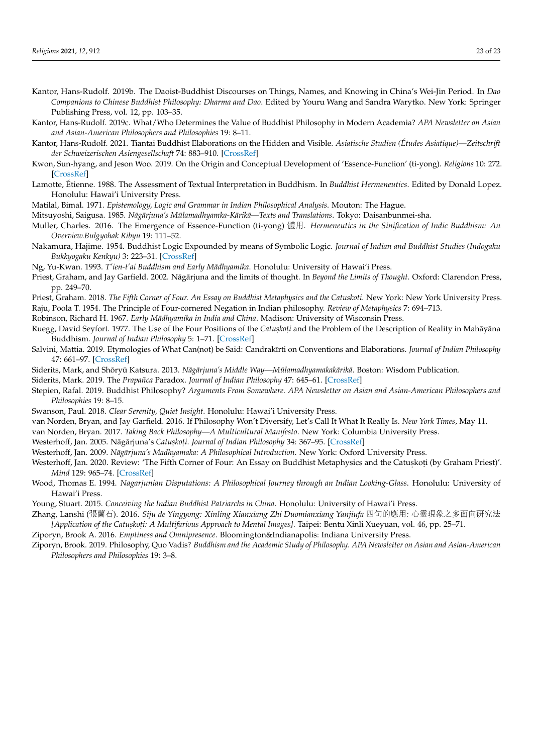Kantor, Hans-Rudolf. 2019b. The Daoist-Buddhist Discourses on Things, Names, and Knowing in China's Wei-Jin Period. In *Dao Companions to Chinese Buddhist Philosophy: Dharma and Dao*. Edited by Youru Wang and Sandra Warytko. New York: Springer Publishing Press, vol. 12, pp. 103–35.

Kantor, Hans-Rudolf. 2019c. What/Who Determines the Value of Buddhist Philosophy in Modern Academia? *APA Newsletter on Asian and Asian-American Philosophers and Philosophies* 19: 8–11.

Kantor, Hans-Rudolf. 2021. Tiantai Buddhist Elaborations on the Hidden and Visible. *Asiatische Studien (Études Asiatique)—Zeitschrift der Schweizerischen Asiengesellschaft* 74: 883–910. [CrossRef]

Kwon, Sun-hyang, and Jeson Woo. 2019. On the Origin and Conceptual Development of 'Essence-Function' (ti-yong). *Religions* 10: 272. [CrossRef]

Lamotte, Étienne. 1988. The Assessment of Textual Interpretation in Buddhism. In *Buddhist Hermeneutics*. Edited by Donald Lopez. Honolulu: Hawai'i University Press.

Matilal, Bimal. 1971. *Epistemology, Logic and Grammar in Indian Philosophical Analysis*. Mouton: The Hague.

Mitsuyoshi, Saigusa. 1985. *Nāgārjuna's Mūlamadhyamka-Kārikā—Texts and Translations*. Tokyo: Daisanbunmei-sha.

Muller, Charles. 2016. The Emergence of Essence-Function (ti-yong) 體用. *Hermeneutics in the Sinification of Indic Buddhism: An Overview.Bulgyohak Ribyu* 19: 111–52.

Nakamura, Hajime. 1954. Buddhist Logic Expounded by means of Symbolic Logic. *Journal of Indian and Buddhist Studies (Indogaku Bukkyogaku Kenkyu)* 3: 223–31. [CrossRef]

Ng, Yu-Kwan. 1993. *T'ien-t'ai Buddhism and Early Mādhyamika*. Honolulu: University of Hawai'i Press.

Priest, Graham, and Jay Garfield. 2002. Nāgārjuna and the limits of thought. In *Beyond the Limits of Thought*. Oxford: Clarendon Press, pp. 249–70.

Priest, Graham. 2018. *The Fifth Corner of Four. An Essay on Buddhist Metaphysics and the Catuskoti*. New York: New York University Press.

Raju, Poola T. 1954. The Principle of Four-cornered Negation in Indian philosophy. *Review of Metaphysics* 7: 694–713.

Robinson, Richard H. 1967. *Early Mādhyamika in India and China*. Madison: University of Wisconsin Press.

Ruegg, David Seyfort. 1977. The Use of the Four Positions of the *Catuṣkoṭi* and the Problem of the Description of Reality in Mahāyāna Buddhism. *Journal of Indian Philosophy* 5: 1–71. [CrossRef]

Salvini, Mattia. 2019. Etymologies of What Can(not) be Said: Candrakīrti on Conventions and Elaborations. *Journal of Indian Philosophy* 47: 661–97. [CrossRef]

Siderits, Mark, and Shōryū Katsura. 2013. *Nāgārjuna's Middle Way—Mūlamadhyamakakārikā*. Boston: Wisdom Publication.

Siderits, Mark. 2019. The *Prapañca* Paradox. *Journal of Indian Philosophy* 47: 645–61. [CrossRef]

Stepien, Rafal. 2019. Buddhist Philosophy? *Arguments From Somewhere. APA Newsletter on Asian and Asian-American Philosophers and Philosophies* 19: 8–15.

Swanson, Paul. 2018. *Clear Serenity, Quiet Insight*. Honolulu: Hawai'i University Press.

van Norden, Bryan, and Jay Garfield. 2016. If Philosophy Won't Diversify, Let's Call It What It Really Is. *New York Times*, May 11.

van Norden, Bryan. 2017. *Taking Back Philosophy—A Multicultural Manifesto*. New York: Columbia University Press.

Westerhoff, Jan. 2005. Nāgārjuna's *Catuṣkoṭi*. *Journal of Indian Philosophy* 34: 367–95. [CrossRef]

Westerhoff, Jan. 2009. *Nāgārjuna's Madhyamaka: A Philosophical Introduction*. New York: Oxford University Press.

Westerhoff, Jan. 2020. Review: 'The Fifth Corner of Four: An Essay on Buddhist Metaphysics and the Catuṣkoṭi (by Graham Priest)'. *Mind* 129: 965–74. [CrossRef]

Wood, Thomas E. 1994. *Nagarjunian Disputations: A Philosophical Journey through an Indian Looking-Glass*. Honolulu: University of Hawai'i Press.

Young, Stuart. 2015. *Conceiving the Indian Buddhist Patriarchs in China*. Honolulu: University of Hawai'i Press.

Zhang, Lanshi (張蘭石). 2016. *Siju de Yingyong: Xinling Xianxiang Zhi Duomianxiang Yanjiufa* 四句的應用: 心靈現象之多面向研究法 *[Application of the Catuṣkoṭi: A Multifarious Approach to Mental Images]*. Taipei: Bentu Xinli Xueyuan, vol. 46, pp. 25–71.

Ziporyn, Brook A. 2016. *Emptiness and Omnipresence*. Bloomington&Indianapolis: Indiana University Press.

Ziporyn, Brook. 2019. Philosophy, Quo Vadis? *Buddhism and the Academic Study of Philosophy. APA Newsletter on Asian and Asian-American Philosophers and Philosophies* 19: 3–8.